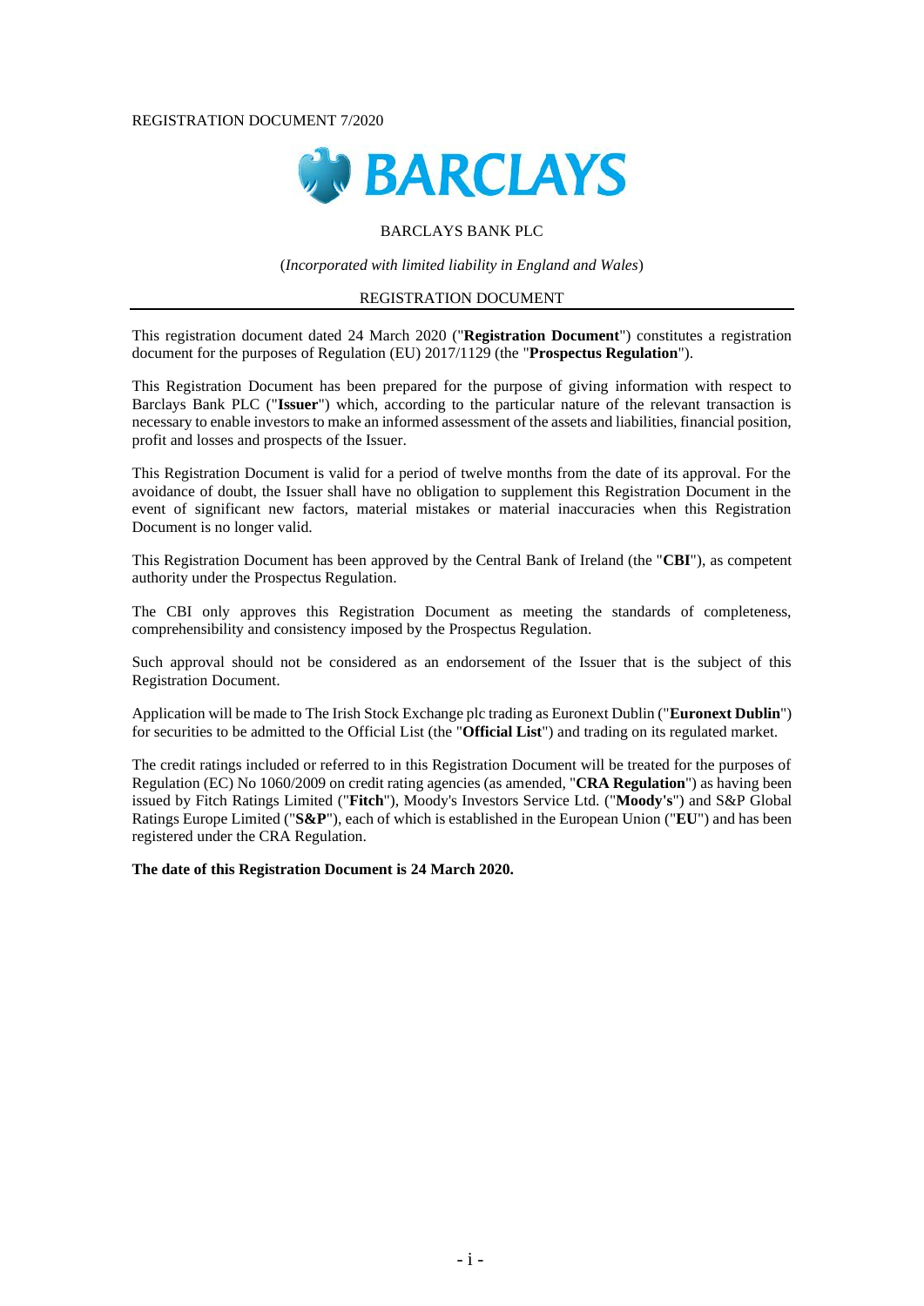REGISTRATION DOCUMENT 7/2020

BARCLAYS

BARCLAYS BANK PLC

(*Incorporated with limited liability in England and Wales*)

REGISTRATION DOCUMENT

This registration document dated 24 March 2020 ("**Registration Document**") constitutes a registration document for the purposes of Regulation (EU) 2017/1129 (the "**Prospectus Regulation**").

This Registration Document has been prepared for the purpose of giving information with respect to Barclays Bank PLC ("**Issuer**") which, according to the particular nature of the relevant transaction is necessary to enable investors to make an informed assessment of the assets and liabilities, financial position, profit and losses and prospects of the Issuer.

This Registration Document is valid for a period of twelve months from the date of its approval. For the avoidance of doubt, the Issuer shall have no obligation to supplement this Registration Document in the event of significant new factors, material mistakes or material inaccuracies when this Registration Document is no longer valid.

This Registration Document has been approved by the Central Bank of Ireland (the "**CBI**"), as competent authority under the Prospectus Regulation.

The CBI only approves this Registration Document as meeting the standards of completeness, comprehensibility and consistency imposed by the Prospectus Regulation.

Such approval should not be considered as an endorsement of the Issuer that is the subject of this Registration Document.

Application will be made to The Irish Stock Exchange plc trading as Euronext Dublin ("**Euronext Dublin**") for securities to be admitted to the Official List (the "**Official List**") and trading on its regulated market.

The credit ratings included or referred to in this Registration Document will be treated for the purposes of Regulation (EC) No 1060/2009 on credit rating agencies (as amended, "**CRA Regulation**") as having been issued by Fitch Ratings Limited ("**Fitch**"), Moody's Investors Service Ltd. ("**Moody's**") and S&P Global Ratings Europe Limited ("**S&P**"), each of which is established in the European Union ("**EU**") and has been registered under the CRA Regulation.

**The date of this Registration Document is 24 March 2020.**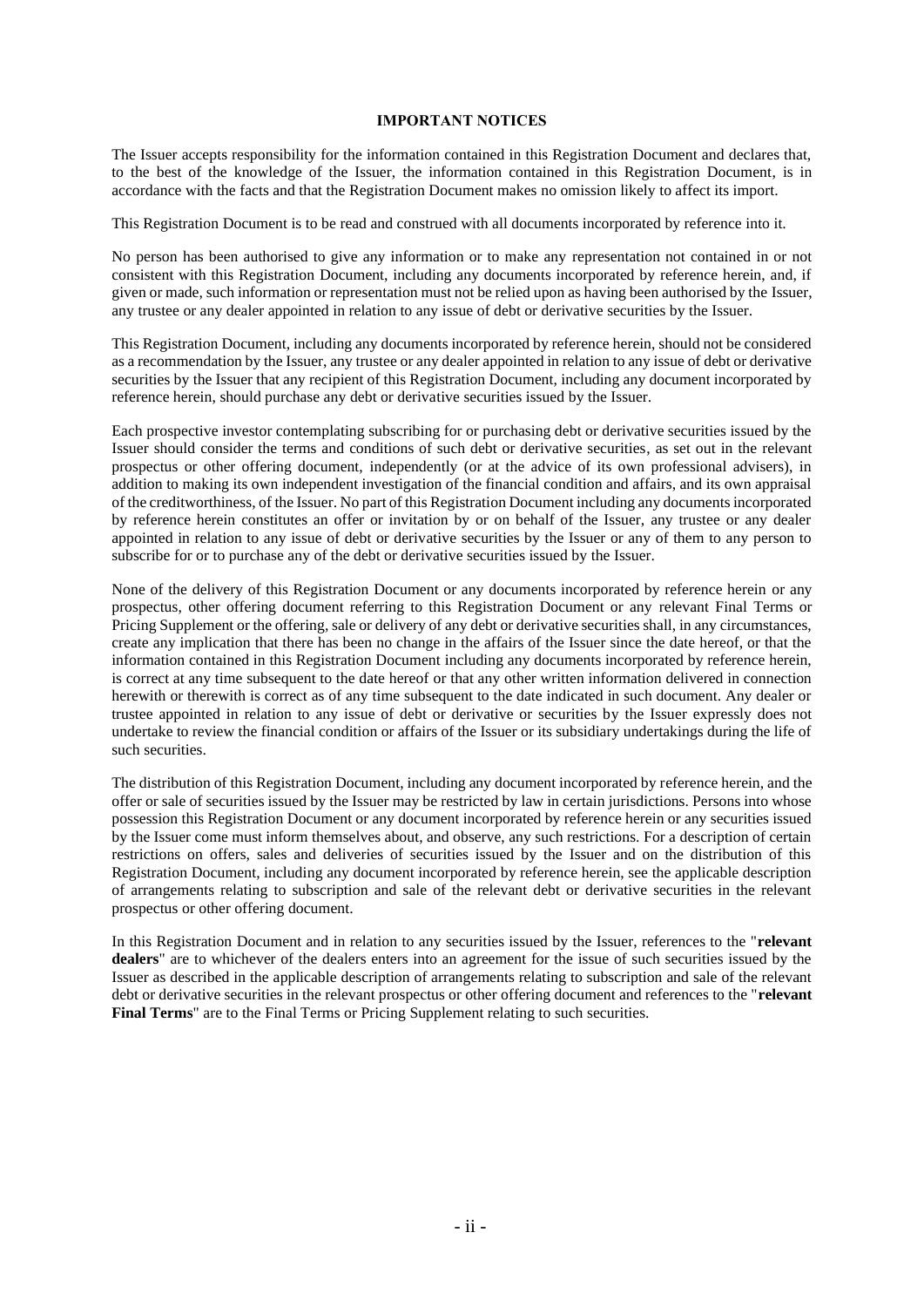## IMPORTANT NOTICES

The Issuer accepts responsibility for the information contained in this Registration Document and declares that, to the best of the knowledge of the Issuer, the information contained in this Registration Document, is in accordance with the facts and that the Registration Document makes no omission likely to affect its import.

This Registration Document is to be read and construed with all documents incorporated by reference into it.

No person has been authorised to give any information or to make any representation not contained in or not consistent with this Registration Document, including any documents incorporated by reference herein, and, if given or made, such information or representation must not be relied upon as having been authorised by the Issuer, any trustee or any dealer appointed in relation to any issue of debt or derivative securities by the Issuer.

This Registration Document, including any documents incorporated by reference herein, should not be considered as a recommendation by the Issuer, any trustee or any dealer appointed in relation to any issue of debt or derivative securities by the Issuer that any recipient of this Registration Document, including any document incorporated by reference herein, should purchase any debt or derivative securities issued by the Issuer.

Each prospective investor contemplating subscribing for or purchasing debt or derivative securities issued by the Issuer should consider the terms and conditions of such debt or derivative securities, as set out in the relevant prospectus or other offering document, independently (or at the advice of its own professional advisers), in addition to making its own independent investigation of the financial condition and affairs, and its own appraisal of the creditworthiness, of the Issuer. No part of this Registration Document including any documents incorporated by reference herein constitutes an offer or invitation by or on behalf of the Issuer, any trustee or any dealer appointed in relation to any issue of debt or derivative securities by the Issuer or any of them to any person to subscribe for or to purchase any of the debt or derivative securities issued by the Issuer.

None of the delivery of this Registration Document or any documents incorporated by reference herein or any prospectus, other offering document referring to this Registration Document or any relevant Final Terms or Pricing Supplement or the offering, sale or delivery of any debt or derivative securities shall, in any circumstances, create any implication that there has been no change in the affairs of the Issuer since the date hereof, or that the information contained in this Registration Document including any documents incorporated by reference herein, is correct at any time subsequent to the date hereof or that any other written information delivered in connection herewith or therewith is correct as of any time subsequent to the date indicated in such document. Any dealer or trustee appointed in relation to any issue of debt or derivative or securities by the Issuer expressly does not undertake to review the financial condition or affairs of the Issuer or its subsidiary undertakings during the life of such securities.

The distribution of this Registration Document, including any document incorporated by reference herein, and the offer or sale of securities issued by the Issuer may be restricted by law in certain jurisdictions. Persons into whose possession this Registration Document or any document incorporated by reference herein or any securities issued by the Issuer come must inform themselves about, and observe, any such restrictions. For a description of certain restrictions on offers, sales and deliveries of securities issued by the Issuer and on the distribution of this Registration Document, including any document incorporated by reference herein, see the applicable description of arrangements relating to subscription and sale of the relevant debt or derivative securities in the relevant prospectus or other offering document.

In this Registration Document and in relation to any securities issued by the Issuer, references to the "**relevant dealers**" are to whichever of the dealers enters into an agreement for the issue of such securities issued by the Issuer as described in the applicable description of arrangements relating to subscription and sale of the relevant debt or derivative securities in the relevant prospectus or other offering document and references to the "**relevant Final Terms**" are to the Final Terms or Pricing Supplement relating to such securities.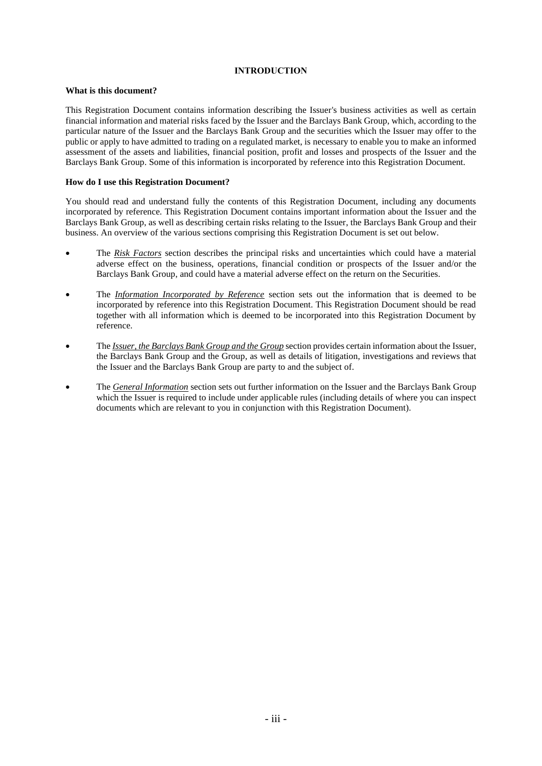# INTRODUCTION

**What is this document?**

This Registration Document contains information describing the Issuer's business activities as well as certain financial information and material risks faced by the Issuer and the Barclays Bank Group, which, according to the particular nature of the Issuer and the Barclays Bank Group and the securities which the Issuer may offer to the public or apply to have admitted to trading on a regulated market, is necessary to enable you to make an informed assessment of the assets and liabilities, financial position, profit and losses and prospects of the Issuer and the Barclays Bank Group. Some of this information is incorporated by reference into this Registration Document.

**How do I use this Registration Document?**

You should read and understand fully the contents of this Registration Document, including any documents incorporated by reference. This Registration Document contains important information about the Issuer and the Barclays Bank Group, as well as describing certain risks relating to the Issuer, the Barclays Bank Group and their business. An overview of the various sections comprising this Registration Document is set out below.

- The ***Risk Factors*** section describes the principal risks and uncertainties which could have a material adverse effect on the business, operations, financial condition or prospects of the Issuer and/or the Barclays Bank Group, and could have a material adverse effect on the return on the Securities.
- The *Information Incorporated by Reference* section sets out the information that is deemed to be incorporated by reference into this Registration Document. This Registration Document should be read together with all information which is deemed to be incorporated into this Registration Document by reference.
- The *Issuer, the Barclays Bank Group and the Group* section provides certain information about the Issuer, the Barclays Bank Group and the Group, as well as details of litigation, investigations and reviews that the Issuer and the Barclays Bank Group are party to and the subject of.
- The *General Information* section sets out further information on the Issuer and the Barclays Bank Group which the Issuer is required to include under applicable rules (including details of where you can inspect documents which are relevant to you in conjunction with this Registration Document).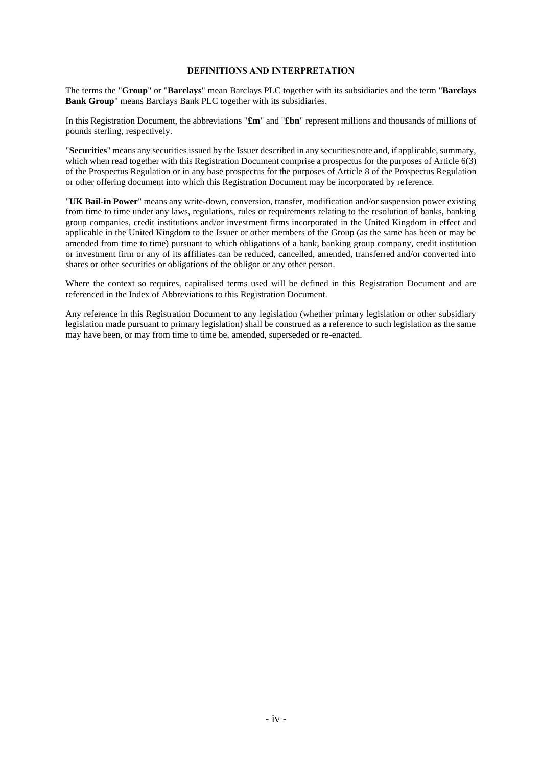## DEFINITIONS AND INTERPRETATION

The terms the "**Group**" or "**Barclays**" mean Barclays PLC together with its subsidiaries and the term "**Barclays Bank Group**" means Barclays Bank PLC together with its subsidiaries.

In this Registration Document, the abbreviations "**£m**" and "**£bn**" represent millions and thousands of millions of pounds sterling, respectively.

"**Securities**" means any securities issued by the Issuer described in any securities note and, if applicable, summary, which when read together with this Registration Document comprise a prospectus for the purposes of Article 6(3) of the Prospectus Regulation or in any base prospectus for the purposes of Article 8 of the Prospectus Regulation or other offering document into which this Registration Document may be incorporated by reference.

"**UK Bail-in Power**" means any write-down, conversion, transfer, modification and/or suspension power existing from time to time under any laws, regulations, rules or requirements relating to the resolution of banks, banking group companies, credit institutions and/or investment firms incorporated in the United Kingdom in effect and applicable in the United Kingdom to the Issuer or other members of the Group (as the same has been or may be amended from time to time) pursuant to which obligations of a bank, banking group company, credit institution or investment firm or any of its affiliates can be reduced, cancelled, amended, transferred and/or converted into shares or other securities or obligations of the obligor or any other person.

Where the context so requires, capitalised terms used will be defined in this Registration Document and are referenced in the Index of Abbreviations to this Registration Document.

Any reference in this Registration Document to any legislation (whether primary legislation or other subsidiary legislation made pursuant to primary legislation) shall be construed as a reference to such legislation as the same may have been, or may from time to time be, amended, superseded or re-enacted.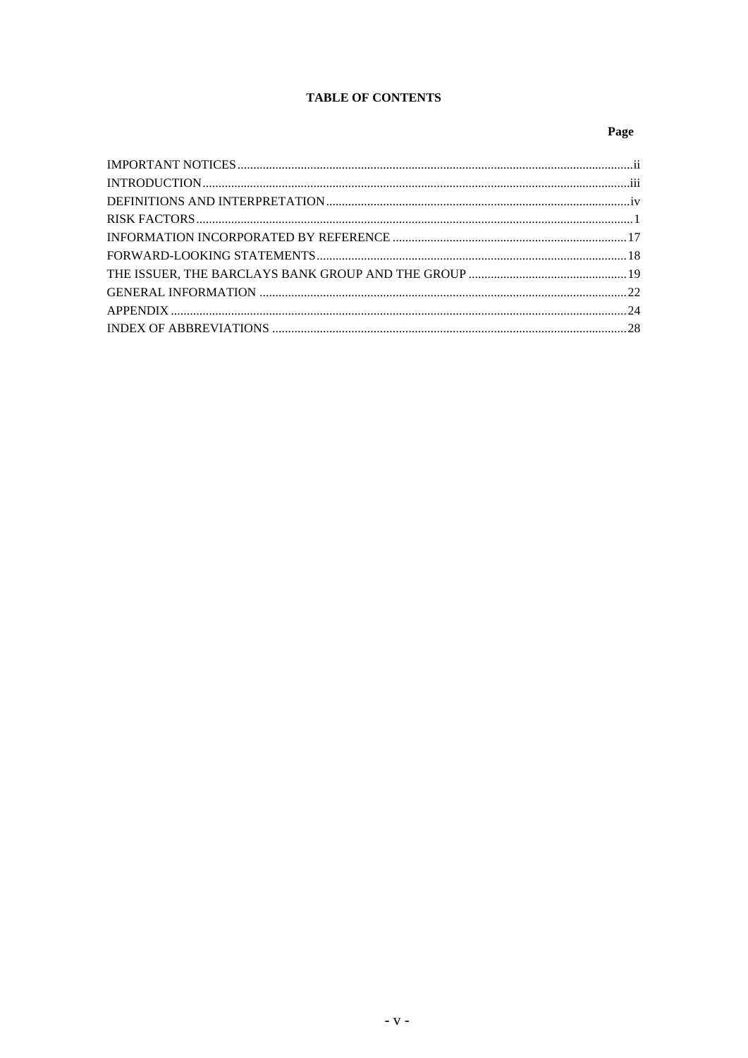## TABLE OF CONTENTS

| | Page |
|---|---|
| IMPORTANT NOTICES | ii |
| INTRODUCTION | iii |
| DEFINITIONS AND INTERPRETATION | iv |
| RISK FACTORS | 1 |
| INFORMATION INCORPORATED BY REFERENCE | 17 |
| FORWARD-LOOKING STATEMENTS | 18 |
| THE ISSUER, THE BARCLAYS BANK GROUP AND THE GROUP | 19 |
| GENERAL INFORMATION | 22 |
| APPENDIX | 24 |
| INDEX OF ABBREVIATIONS | 28 |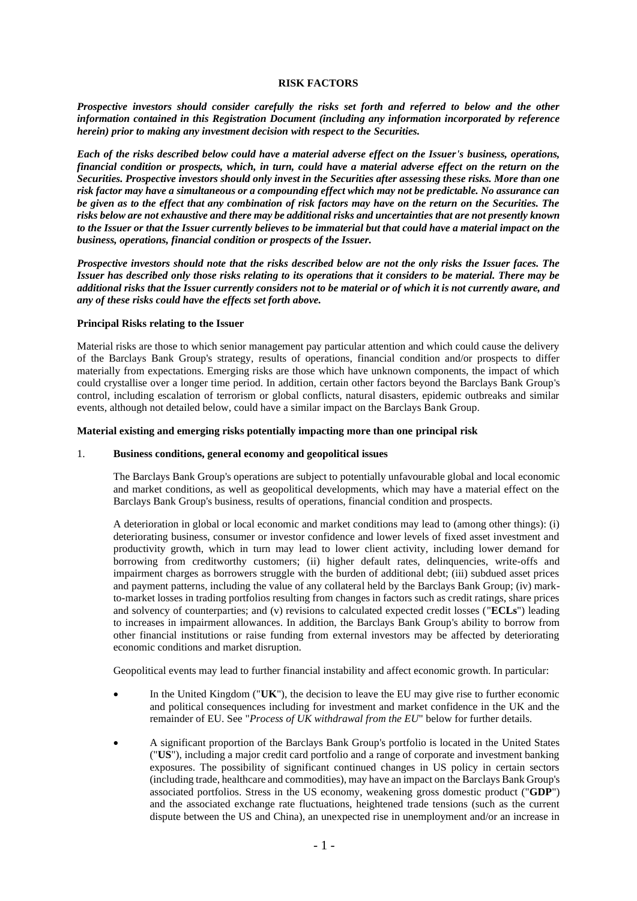# RISK FACTORS

***Prospective investors should consider carefully the risks set forth and referred to below and the other information contained in this Registration Document (including any information incorporated by reference herein) prior to making any investment decision with respect to the Securities.***

***Each of the risks described below could have a material adverse effect on the Issuer's business, operations, financial condition or prospects, which, in turn, could have a material adverse effect on the return on the Securities. Prospective investors should only invest in the Securities after assessing these risks. More than one risk factor may have a simultaneous or a compounding effect which may not be predictable. No assurance can be given as to the effect that any combination of risk factors may have on the return on the Securities. The risks below are not exhaustive and there may be additional risks and uncertainties that are not presently known to the Issuer or that the Issuer currently believes to be immaterial but that could have a material impact on the business, operations, financial condition or prospects of the Issuer.***

***Prospective investors should note that the risks described below are not the only risks the Issuer faces. The Issuer has described only those risks relating to its operations that it considers to be material. There may be additional risks that the Issuer currently considers not to be material or of which it is not currently aware, and any of these risks could have the effects set forth above.***

**Principal Risks relating to the Issuer**

Material risks are those to which senior management pay particular attention and which could cause the delivery of the Barclays Bank Group's strategy, results of operations, financial condition and/or prospects to differ materially from expectations. Emerging risks are those which have unknown components, the impact of which could crystallise over a longer time period. In addition, certain other factors beyond the Barclays Bank Group's control, including escalation of terrorism or global conflicts, natural disasters, epidemic outbreaks and similar events, although not detailed below, could have a similar impact on the Barclays Bank Group.

**Material existing and emerging risks potentially impacting more than one principal risk**

1. **Business conditions, general economy and geopolitical issues**

   The Barclays Bank Group's operations are subject to potentially unfavourable global and local economic and market conditions, as well as geopolitical developments, which may have a material effect on the Barclays Bank Group's business, results of operations, financial condition and prospects.

   A deterioration in global or local economic and market conditions may lead to (among other things): (i) deteriorating business, consumer or investor confidence and lower levels of fixed asset investment and productivity growth, which in turn may lead to lower client activity, including lower demand for borrowing from creditworthy customers; (ii) higher default rates, delinquencies, write-offs and impairment charges as borrowers struggle with the burden of additional debt; (iii) subdued asset prices and payment patterns, including the value of any collateral held by the Barclays Bank Group; (iv) mark-to-market losses in trading portfolios resulting from changes in factors such as credit ratings, share prices and solvency of counterparties; and (v) revisions to calculated expected credit losses ("**ECLs**") leading to increases in impairment allowances. In addition, the Barclays Bank Group's ability to borrow from other financial institutions or raise funding from external investors may be affected by deteriorating economic conditions and market disruption.

   Geopolitical events may lead to further financial instability and affect economic growth. In particular:

   - In the United Kingdom ("**UK**"), the decision to leave the EU may give rise to further economic and political consequences including for investment and market confidence in the UK and the remainder of EU. See "*Process of UK withdrawal from the EU*" below for further details.
   - A significant proportion of the Barclays Bank Group's portfolio is located in the United States ("**US**"), including a major credit card portfolio and a range of corporate and investment banking exposures. The possibility of significant continued changes in US policy in certain sectors (including trade, healthcare and commodities), may have an impact on the Barclays Bank Group's associated portfolios. Stress in the US economy, weakening gross domestic product ("**GDP**") and the associated exchange rate fluctuations, heightened trade tensions (such as the current dispute between the US and China), an unexpected rise in unemployment and/or an increase in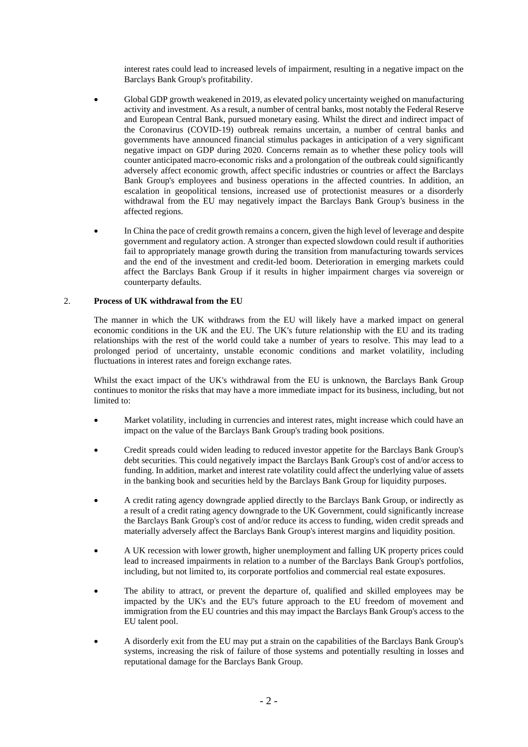interest rates could lead to increased levels of impairment, resulting in a negative impact on the Barclays Bank Group's profitability.

- Global GDP growth weakened in 2019, as elevated policy uncertainty weighed on manufacturing activity and investment. As a result, a number of central banks, most notably the Federal Reserve and European Central Bank, pursued monetary easing. Whilst the direct and indirect impact of the Coronavirus (COVID-19) outbreak remains uncertain, a number of central banks and governments have announced financial stimulus packages in anticipation of a very significant negative impact on GDP during 2020. Concerns remain as to whether these policy tools will counter anticipated macro-economic risks and a prolongation of the outbreak could significantly adversely affect economic growth, affect specific industries or countries or affect the Barclays Bank Group's employees and business operations in the affected countries. In addition, an escalation in geopolitical tensions, increased use of protectionist measures or a disorderly withdrawal from the EU may negatively impact the Barclays Bank Group's business in the affected regions.

- In China the pace of credit growth remains a concern, given the high level of leverage and despite government and regulatory action. A stronger than expected slowdown could result if authorities fail to appropriately manage growth during the transition from manufacturing towards services and the end of the investment and credit-led boom. Deterioration in emerging markets could affect the Barclays Bank Group if it results in higher impairment charges via sovereign or counterparty defaults.

2. **Process of UK withdrawal from the EU**

The manner in which the UK withdraws from the EU will likely have a marked impact on general economic conditions in the UK and the EU. The UK's future relationship with the EU and its trading relationships with the rest of the world could take a number of years to resolve. This may lead to a prolonged period of uncertainty, unstable economic conditions and market volatility, including fluctuations in interest rates and foreign exchange rates.

Whilst the exact impact of the UK's withdrawal from the EU is unknown, the Barclays Bank Group continues to monitor the risks that may have a more immediate impact for its business, including, but not limited to:

- Market volatility, including in currencies and interest rates, might increase which could have an impact on the value of the Barclays Bank Group's trading book positions.

- Credit spreads could widen leading to reduced investor appetite for the Barclays Bank Group's debt securities. This could negatively impact the Barclays Bank Group's cost of and/or access to funding. In addition, market and interest rate volatility could affect the underlying value of assets in the banking book and securities held by the Barclays Bank Group for liquidity purposes.

- A credit rating agency downgrade applied directly to the Barclays Bank Group, or indirectly as a result of a credit rating agency downgrade to the UK Government, could significantly increase the Barclays Bank Group's cost of and/or reduce its access to funding, widen credit spreads and materially adversely affect the Barclays Bank Group's interest margins and liquidity position.

- A UK recession with lower growth, higher unemployment and falling UK property prices could lead to increased impairments in relation to a number of the Barclays Bank Group's portfolios, including, but not limited to, its corporate portfolios and commercial real estate exposures.

- The ability to attract, or prevent the departure of, qualified and skilled employees may be impacted by the UK's and the EU's future approach to the EU freedom of movement and immigration from the EU countries and this may impact the Barclays Bank Group's access to the EU talent pool.

- A disorderly exit from the EU may put a strain on the capabilities of the Barclays Bank Group's systems, increasing the risk of failure of those systems and potentially resulting in losses and reputational damage for the Barclays Bank Group.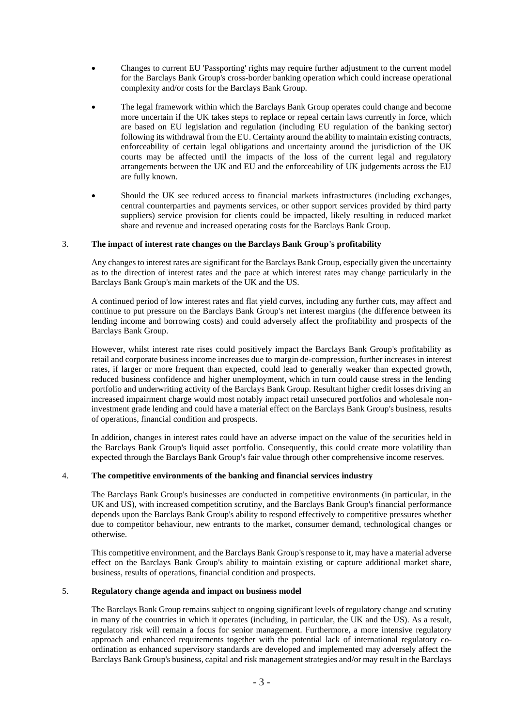- Changes to current EU 'Passporting' rights may require further adjustment to the current model for the Barclays Bank Group's cross-border banking operation which could increase operational complexity and/or costs for the Barclays Bank Group.

- The legal framework within which the Barclays Bank Group operates could change and become more uncertain if the UK takes steps to replace or repeal certain laws currently in force, which are based on EU legislation and regulation (including EU regulation of the banking sector) following its withdrawal from the EU. Certainty around the ability to maintain existing contracts, enforceability of certain legal obligations and uncertainty around the jurisdiction of the UK courts may be affected until the impacts of the loss of the current legal and regulatory arrangements between the UK and EU and the enforceability of UK judgements across the EU are fully known.

- Should the UK see reduced access to financial markets infrastructures (including exchanges, central counterparties and payments services, or other support services provided by third party suppliers) service provision for clients could be impacted, likely resulting in reduced market share and revenue and increased operating costs for the Barclays Bank Group.

### 3. The impact of interest rate changes on the Barclays Bank Group's profitability

Any changes to interest rates are significant for the Barclays Bank Group, especially given the uncertainty as to the direction of interest rates and the pace at which interest rates may change particularly in the Barclays Bank Group's main markets of the UK and the US.

A continued period of low interest rates and flat yield curves, including any further cuts, may affect and continue to put pressure on the Barclays Bank Group's net interest margins (the difference between its lending income and borrowing costs) and could adversely affect the profitability and prospects of the Barclays Bank Group.

However, whilst interest rate rises could positively impact the Barclays Bank Group's profitability as retail and corporate business income increases due to margin de-compression, further increases in interest rates, if larger or more frequent than expected, could lead to generally weaker than expected growth, reduced business confidence and higher unemployment, which in turn could cause stress in the lending portfolio and underwriting activity of the Barclays Bank Group. Resultant higher credit losses driving an increased impairment charge would most notably impact retail unsecured portfolios and wholesale non-investment grade lending and could have a material effect on the Barclays Bank Group's business, results of operations, financial condition and prospects.

In addition, changes in interest rates could have an adverse impact on the value of the securities held in the Barclays Bank Group's liquid asset portfolio. Consequently, this could create more volatility than expected through the Barclays Bank Group's fair value through other comprehensive income reserves.

### 4. The competitive environments of the banking and financial services industry

The Barclays Bank Group's businesses are conducted in competitive environments (in particular, in the UK and US), with increased competition scrutiny, and the Barclays Bank Group's financial performance depends upon the Barclays Bank Group's ability to respond effectively to competitive pressures whether due to competitor behaviour, new entrants to the market, consumer demand, technological changes or otherwise.

This competitive environment, and the Barclays Bank Group's response to it, may have a material adverse effect on the Barclays Bank Group's ability to maintain existing or capture additional market share, business, results of operations, financial condition and prospects.

### 5. Regulatory change agenda and impact on business model

The Barclays Bank Group remains subject to ongoing significant levels of regulatory change and scrutiny in many of the countries in which it operates (including, in particular, the UK and the US). As a result, regulatory risk will remain a focus for senior management. Furthermore, a more intensive regulatory approach and enhanced requirements together with the potential lack of international regulatory co-ordination as enhanced supervisory standards are developed and implemented may adversely affect the Barclays Bank Group's business, capital and risk management strategies and/or may result in the Barclays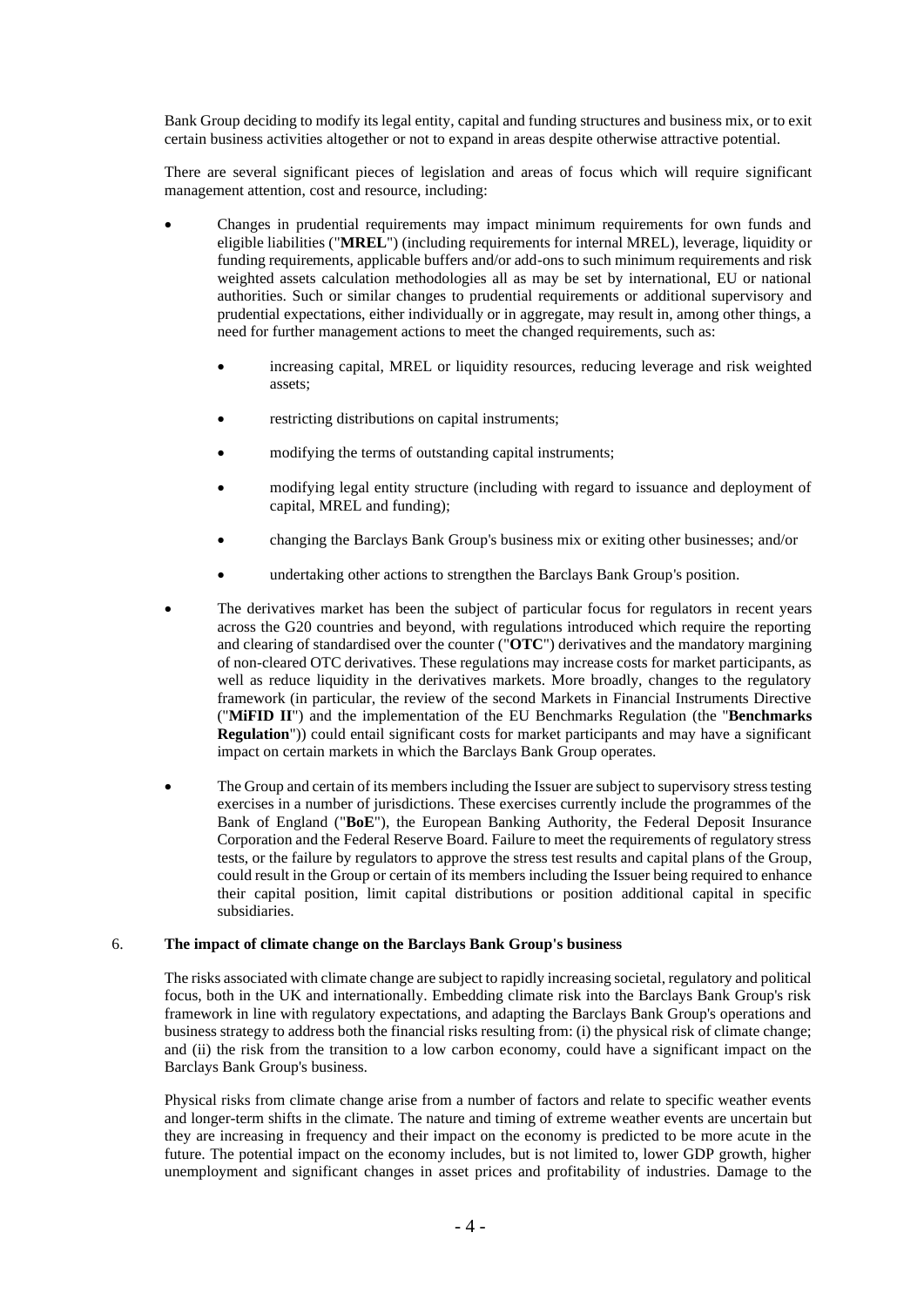Bank Group deciding to modify its legal entity, capital and funding structures and business mix, or to exit certain business activities altogether or not to expand in areas despite otherwise attractive potential.

There are several significant pieces of legislation and areas of focus which will require significant management attention, cost and resource, including:

- Changes in prudential requirements may impact minimum requirements for own funds and eligible liabilities ("**MREL**") (including requirements for internal MREL), leverage, liquidity or funding requirements, applicable buffers and/or add-ons to such minimum requirements and risk weighted assets calculation methodologies all as may be set by international, EU or national authorities. Such or similar changes to prudential requirements or additional supervisory and prudential expectations, either individually or in aggregate, may result in, among other things, a need for further management actions to meet the changed requirements, such as:

    - increasing capital, MREL or liquidity resources, reducing leverage and risk weighted assets;
    - restricting distributions on capital instruments;
    - modifying the terms of outstanding capital instruments;
    - modifying legal entity structure (including with regard to issuance and deployment of capital, MREL and funding);
    - changing the Barclays Bank Group's business mix or exiting other businesses; and/or
    - undertaking other actions to strengthen the Barclays Bank Group's position.

- The derivatives market has been the subject of particular focus for regulators in recent years across the G20 countries and beyond, with regulations introduced which require the reporting and clearing of standardised over the counter ("**OTC**") derivatives and the mandatory margining of non-cleared OTC derivatives. These regulations may increase costs for market participants, as well as reduce liquidity in the derivatives markets. More broadly, changes to the regulatory framework (in particular, the review of the second Markets in Financial Instruments Directive ("**MiFID II**") and the implementation of the EU Benchmarks Regulation (the "**Benchmarks Regulation**")) could entail significant costs for market participants and may have a significant impact on certain markets in which the Barclays Bank Group operates.

- The Group and certain of its members including the Issuer are subject to supervisory stress testing exercises in a number of jurisdictions. These exercises currently include the programmes of the Bank of England ("**BoE**"), the European Banking Authority, the Federal Deposit Insurance Corporation and the Federal Reserve Board. Failure to meet the requirements of regulatory stress tests, or the failure by regulators to approve the stress test results and capital plans of the Group, could result in the Group or certain of its members including the Issuer being required to enhance their capital position, limit capital distributions or position additional capital in specific subsidiaries.

### 6. The impact of climate change on the Barclays Bank Group's business

The risks associated with climate change are subject to rapidly increasing societal, regulatory and political focus, both in the UK and internationally. Embedding climate risk into the Barclays Bank Group's risk framework in line with regulatory expectations, and adapting the Barclays Bank Group's operations and business strategy to address both the financial risks resulting from: (i) the physical risk of climate change; and (ii) the risk from the transition to a low carbon economy, could have a significant impact on the Barclays Bank Group's business.

Physical risks from climate change arise from a number of factors and relate to specific weather events and longer-term shifts in the climate. The nature and timing of extreme weather events are uncertain but they are increasing in frequency and their impact on the economy is predicted to be more acute in the future. The potential impact on the economy includes, but is not limited to, lower GDP growth, higher unemployment and significant changes in asset prices and profitability of industries. Damage to the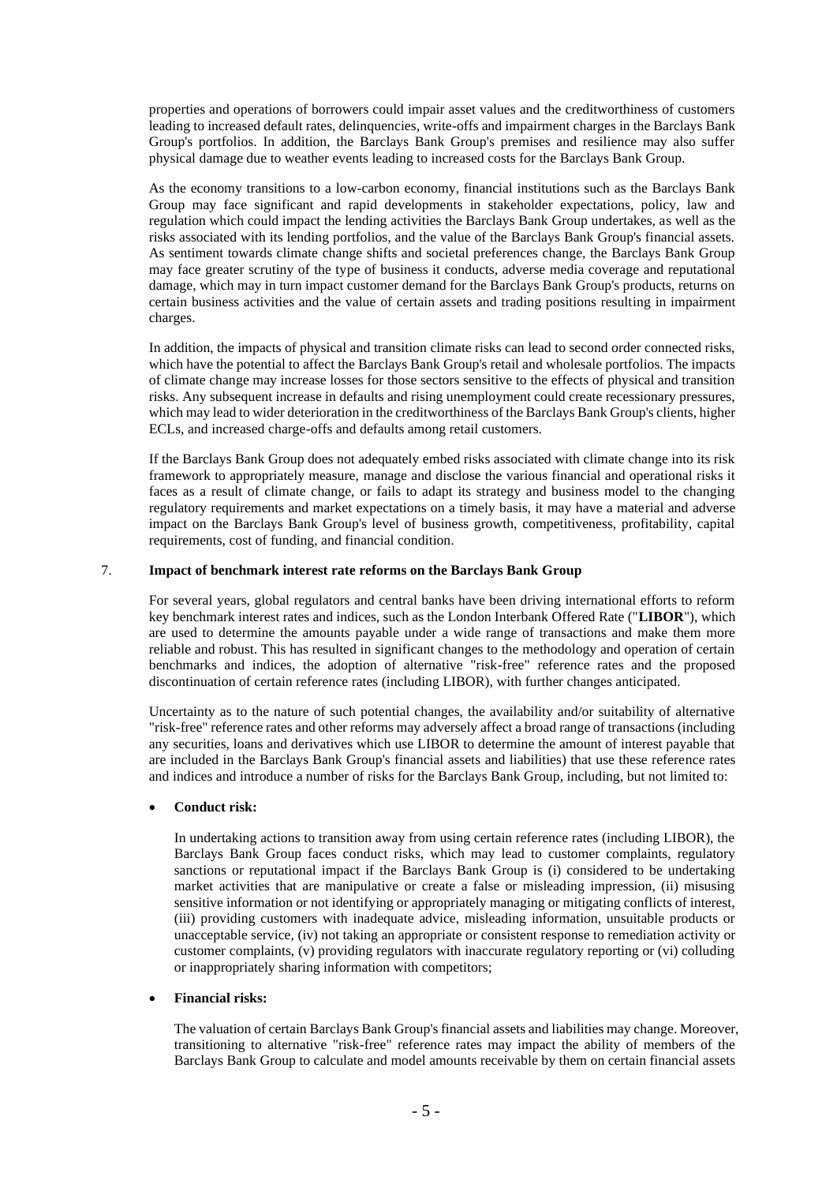properties and operations of borrowers could impair asset values and the creditworthiness of customers leading to increased default rates, delinquencies, write-offs and impairment charges in the Barclays Bank Group's portfolios. In addition, the Barclays Bank Group's premises and resilience may also suffer physical damage due to weather events leading to increased costs for the Barclays Bank Group.

As the economy transitions to a low-carbon economy, financial institutions such as the Barclays Bank Group may face significant and rapid developments in stakeholder expectations, policy, law and regulation which could impact the lending activities the Barclays Bank Group undertakes, as well as the risks associated with its lending portfolios, and the value of the Barclays Bank Group's financial assets. As sentiment towards climate change shifts and societal preferences change, the Barclays Bank Group may face greater scrutiny of the type of business it conducts, adverse media coverage and reputational damage, which may in turn impact customer demand for the Barclays Bank Group's products, returns on certain business activities and the value of certain assets and trading positions resulting in impairment charges.

In addition, the impacts of physical and transition climate risks can lead to second order connected risks, which have the potential to affect the Barclays Bank Group's retail and wholesale portfolios. The impacts of climate change may increase losses for those sectors sensitive to the effects of physical and transition risks. Any subsequent increase in defaults and rising unemployment could create recessionary pressures, which may lead to wider deterioration in the creditworthiness of the Barclays Bank Group's clients, higher ECLs, and increased charge-offs and defaults among retail customers.

If the Barclays Bank Group does not adequately embed risks associated with climate change into its risk framework to appropriately measure, manage and disclose the various financial and operational risks it faces as a result of climate change, or fails to adapt its strategy and business model to the changing regulatory requirements and market expectations on a timely basis, it may have a material and adverse impact on the Barclays Bank Group's level of business growth, competitiveness, profitability, capital requirements, cost of funding, and financial condition.

## 7. Impact of benchmark interest rate reforms on the Barclays Bank Group

For several years, global regulators and central banks have been driving international efforts to reform key benchmark interest rates and indices, such as the London Interbank Offered Rate ("**LIBOR**"), which are used to determine the amounts payable under a wide range of transactions and make them more reliable and robust. This has resulted in significant changes to the methodology and operation of certain benchmarks and indices, the adoption of alternative "risk-free" reference rates and the proposed discontinuation of certain reference rates (including LIBOR), with further changes anticipated.

Uncertainty as to the nature of such potential changes, the availability and/or suitability of alternative "risk-free" reference rates and other reforms may adversely affect a broad range of transactions (including any securities, loans and derivatives which use LIBOR to determine the amount of interest payable that are included in the Barclays Bank Group's financial assets and liabilities) that use these reference rates and indices and introduce a number of risks for the Barclays Bank Group, including, but not limited to:

- **Conduct risk:**

  In undertaking actions to transition away from using certain reference rates (including LIBOR), the Barclays Bank Group faces conduct risks, which may lead to customer complaints, regulatory sanctions or reputational impact if the Barclays Bank Group is (i) considered to be undertaking market activities that are manipulative or create a false or misleading impression, (ii) misusing sensitive information or not identifying or appropriately managing or mitigating conflicts of interest, (iii) providing customers with inadequate advice, misleading information, unsuitable products or unacceptable service, (iv) not taking an appropriate or consistent response to remediation activity or customer complaints, (v) providing regulators with inaccurate regulatory reporting or (vi) colluding or inappropriately sharing information with competitors;

- **Financial risks:**

  The valuation of certain Barclays Bank Group's financial assets and liabilities may change. Moreover, transitioning to alternative "risk-free" reference rates may impact the ability of members of the Barclays Bank Group to calculate and model amounts receivable by them on certain financial assets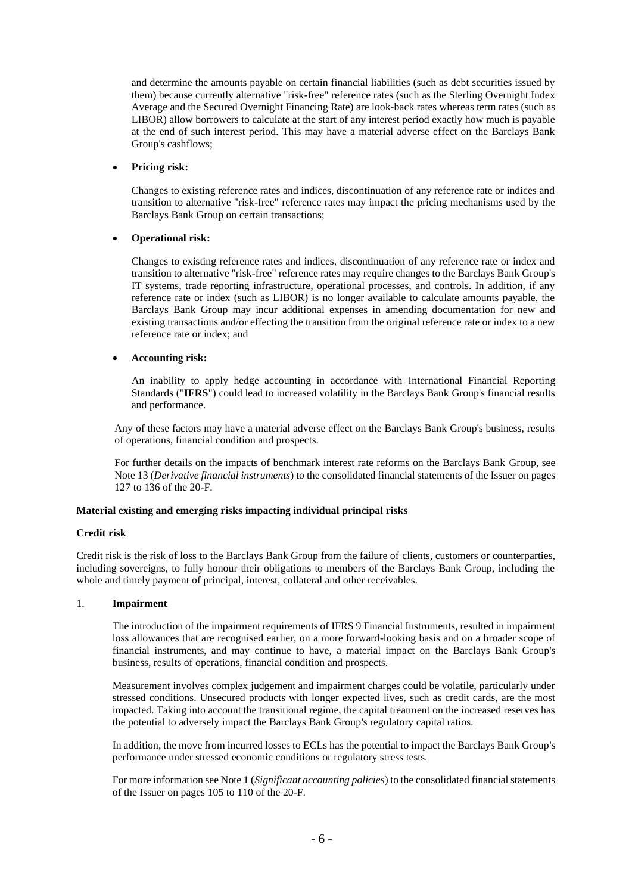and determine the amounts payable on certain financial liabilities (such as debt securities issued by them) because currently alternative "risk-free" reference rates (such as the Sterling Overnight Index Average and the Secured Overnight Financing Rate) are look-back rates whereas term rates (such as LIBOR) allow borrowers to calculate at the start of any interest period exactly how much is payable at the end of such interest period. This may have a material adverse effect on the Barclays Bank Group's cashflows;

- **Pricing risk:**

  Changes to existing reference rates and indices, discontinuation of any reference rate or indices and transition to alternative "risk-free" reference rates may impact the pricing mechanisms used by the Barclays Bank Group on certain transactions;

- **Operational risk:**

  Changes to existing reference rates and indices, discontinuation of any reference rate or index and transition to alternative "risk-free" reference rates may require changes to the Barclays Bank Group's IT systems, trade reporting infrastructure, operational processes, and controls. In addition, if any reference rate or index (such as LIBOR) is no longer available to calculate amounts payable, the Barclays Bank Group may incur additional expenses in amending documentation for new and existing transactions and/or effecting the transition from the original reference rate or index to a new reference rate or index; and

- **Accounting risk:**

  An inability to apply hedge accounting in accordance with International Financial Reporting Standards ("**IFRS**") could lead to increased volatility in the Barclays Bank Group's financial results and performance.

Any of these factors may have a material adverse effect on the Barclays Bank Group's business, results of operations, financial condition and prospects.

For further details on the impacts of benchmark interest rate reforms on the Barclays Bank Group, see Note 13 (*Derivative financial instruments*) to the consolidated financial statements of the Issuer on pages 127 to 136 of the 20-F.

**Material existing and emerging risks impacting individual principal risks**

**Credit risk**

Credit risk is the risk of loss to the Barclays Bank Group from the failure of clients, customers or counterparties, including sovereigns, to fully honour their obligations to members of the Barclays Bank Group, including the whole and timely payment of principal, interest, collateral and other receivables.

1. **Impairment**

   The introduction of the impairment requirements of IFRS 9 Financial Instruments, resulted in impairment loss allowances that are recognised earlier, on a more forward-looking basis and on a broader scope of financial instruments, and may continue to have, a material impact on the Barclays Bank Group's business, results of operations, financial condition and prospects.

   Measurement involves complex judgement and impairment charges could be volatile, particularly under stressed conditions. Unsecured products with longer expected lives, such as credit cards, are the most impacted. Taking into account the transitional regime, the capital treatment on the increased reserves has the potential to adversely impact the Barclays Bank Group's regulatory capital ratios.

   In addition, the move from incurred losses to ECLs has the potential to impact the Barclays Bank Group's performance under stressed economic conditions or regulatory stress tests.

   For more information see Note 1 (*Significant accounting policies*) to the consolidated financial statements of the Issuer on pages 105 to 110 of the 20-F.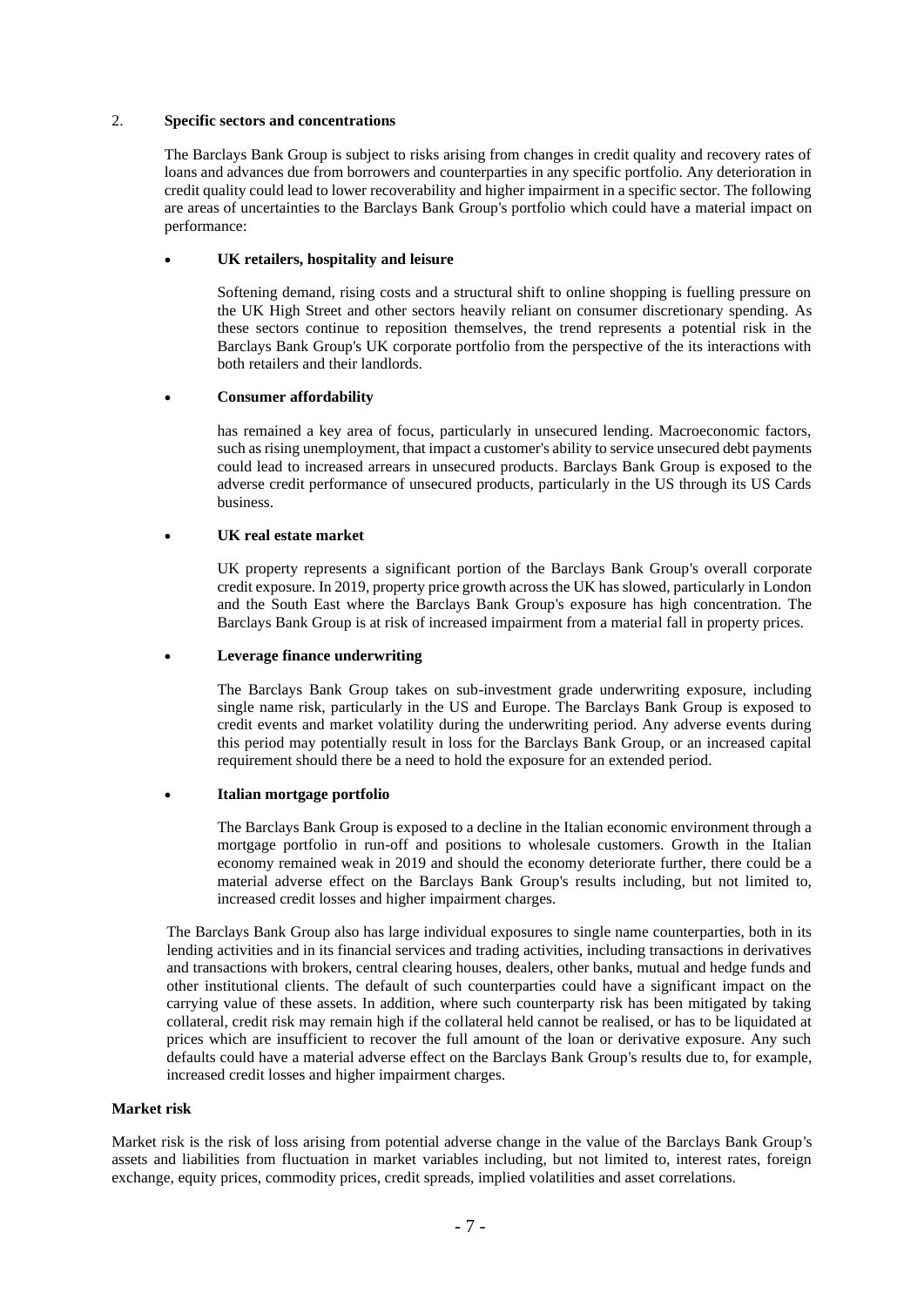2. **Specific sectors and concentrations**

The Barclays Bank Group is subject to risks arising from changes in credit quality and recovery rates of loans and advances due from borrowers and counterparties in any specific portfolio. Any deterioration in credit quality could lead to lower recoverability and higher impairment in a specific sector. The following are areas of uncertainties to the Barclays Bank Group's portfolio which could have a material impact on performance:

- **UK retailers, hospitality and leisure**

  Softening demand, rising costs and a structural shift to online shopping is fuelling pressure on the UK High Street and other sectors heavily reliant on consumer discretionary spending. As these sectors continue to reposition themselves, the trend represents a potential risk in the Barclays Bank Group's UK corporate portfolio from the perspective of the its interactions with both retailers and their landlords.

- **Consumer affordability**

  has remained a key area of focus, particularly in unsecured lending. Macroeconomic factors, such as rising unemployment, that impact a customer's ability to service unsecured debt payments could lead to increased arrears in unsecured products. Barclays Bank Group is exposed to the adverse credit performance of unsecured products, particularly in the US through its US Cards business.

- **UK real estate market**

  UK property represents a significant portion of the Barclays Bank Group's overall corporate credit exposure. In 2019, property price growth across the UK has slowed, particularly in London and the South East where the Barclays Bank Group's exposure has high concentration. The Barclays Bank Group is at risk of increased impairment from a material fall in property prices.

- **Leverage finance underwriting**

  The Barclays Bank Group takes on sub-investment grade underwriting exposure, including single name risk, particularly in the US and Europe. The Barclays Bank Group is exposed to credit events and market volatility during the underwriting period. Any adverse events during this period may potentially result in loss for the Barclays Bank Group, or an increased capital requirement should there be a need to hold the exposure for an extended period.

- **Italian mortgage portfolio**

  The Barclays Bank Group is exposed to a decline in the Italian economic environment through a mortgage portfolio in run-off and positions to wholesale customers. Growth in the Italian economy remained weak in 2019 and should the economy deteriorate further, there could be a material adverse effect on the Barclays Bank Group's results including, but not limited to, increased credit losses and higher impairment charges.

The Barclays Bank Group also has large individual exposures to single name counterparties, both in its lending activities and in its financial services and trading activities, including transactions in derivatives and transactions with brokers, central clearing houses, dealers, other banks, mutual and hedge funds and other institutional clients. The default of such counterparties could have a significant impact on the carrying value of these assets. In addition, where such counterparty risk has been mitigated by taking collateral, credit risk may remain high if the collateral held cannot be realised, or has to be liquidated at prices which are insufficient to recover the full amount of the loan or derivative exposure. Any such defaults could have a material adverse effect on the Barclays Bank Group's results due to, for example, increased credit losses and higher impairment charges.

**Market risk**

Market risk is the risk of loss arising from potential adverse change in the value of the Barclays Bank Group's assets and liabilities from fluctuation in market variables including, but not limited to, interest rates, foreign exchange, equity prices, commodity prices, credit spreads, implied volatilities and asset correlations.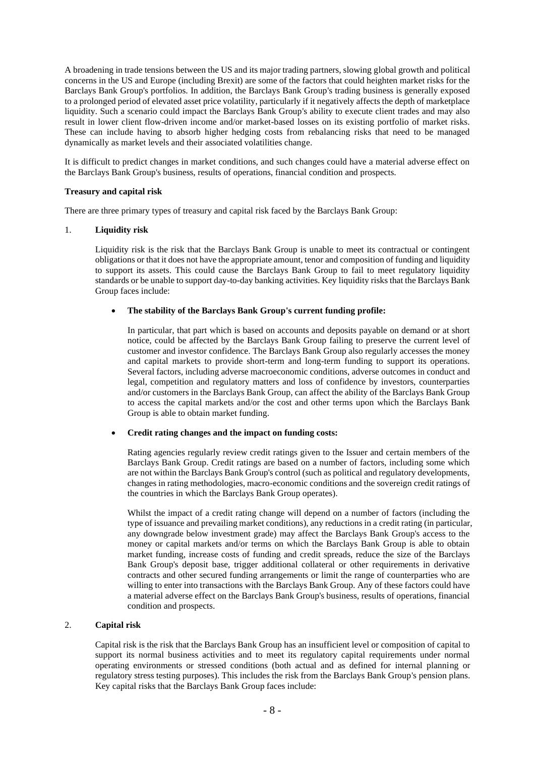A broadening in trade tensions between the US and its major trading partners, slowing global growth and political concerns in the US and Europe (including Brexit) are some of the factors that could heighten market risks for the Barclays Bank Group's portfolios. In addition, the Barclays Bank Group's trading business is generally exposed to a prolonged period of elevated asset price volatility, particularly if it negatively affects the depth of marketplace liquidity. Such a scenario could impact the Barclays Bank Group's ability to execute client trades and may also result in lower client flow-driven income and/or market-based losses on its existing portfolio of market risks. These can include having to absorb higher hedging costs from rebalancing risks that need to be managed dynamically as market levels and their associated volatilities change.

It is difficult to predict changes in market conditions, and such changes could have a material adverse effect on the Barclays Bank Group's business, results of operations, financial condition and prospects.

**Treasury and capital risk**

There are three primary types of treasury and capital risk faced by the Barclays Bank Group:

1. **Liquidity risk**

   Liquidity risk is the risk that the Barclays Bank Group is unable to meet its contractual or contingent obligations or that it does not have the appropriate amount, tenor and composition of funding and liquidity to support its assets. This could cause the Barclays Bank Group to fail to meet regulatory liquidity standards or be unable to support day-to-day banking activities. Key liquidity risks that the Barclays Bank Group faces include:

   - **The stability of the Barclays Bank Group's current funding profile:**

     In particular, that part which is based on accounts and deposits payable on demand or at short notice, could be affected by the Barclays Bank Group failing to preserve the current level of customer and investor confidence. The Barclays Bank Group also regularly accesses the money and capital markets to provide short-term and long-term funding to support its operations. Several factors, including adverse macroeconomic conditions, adverse outcomes in conduct and legal, competition and regulatory matters and loss of confidence by investors, counterparties and/or customers in the Barclays Bank Group, can affect the ability of the Barclays Bank Group to access the capital markets and/or the cost and other terms upon which the Barclays Bank Group is able to obtain market funding.

   - **Credit rating changes and the impact on funding costs:**

     Rating agencies regularly review credit ratings given to the Issuer and certain members of the Barclays Bank Group. Credit ratings are based on a number of factors, including some which are not within the Barclays Bank Group's control (such as political and regulatory developments, changes in rating methodologies, macro-economic conditions and the sovereign credit ratings of the countries in which the Barclays Bank Group operates).

     Whilst the impact of a credit rating change will depend on a number of factors (including the type of issuance and prevailing market conditions), any reductions in a credit rating (in particular, any downgrade below investment grade) may affect the Barclays Bank Group's access to the money or capital markets and/or terms on which the Barclays Bank Group is able to obtain market funding, increase costs of funding and credit spreads, reduce the size of the Barclays Bank Group's deposit base, trigger additional collateral or other requirements in derivative contracts and other secured funding arrangements or limit the range of counterparties who are willing to enter into transactions with the Barclays Bank Group. Any of these factors could have a material adverse effect on the Barclays Bank Group's business, results of operations, financial condition and prospects.

2. **Capital risk**

   Capital risk is the risk that the Barclays Bank Group has an insufficient level or composition of capital to support its normal business activities and to meet its regulatory capital requirements under normal operating environments or stressed conditions (both actual and as defined for internal planning or regulatory stress testing purposes). This includes the risk from the Barclays Bank Group's pension plans. Key capital risks that the Barclays Bank Group faces include: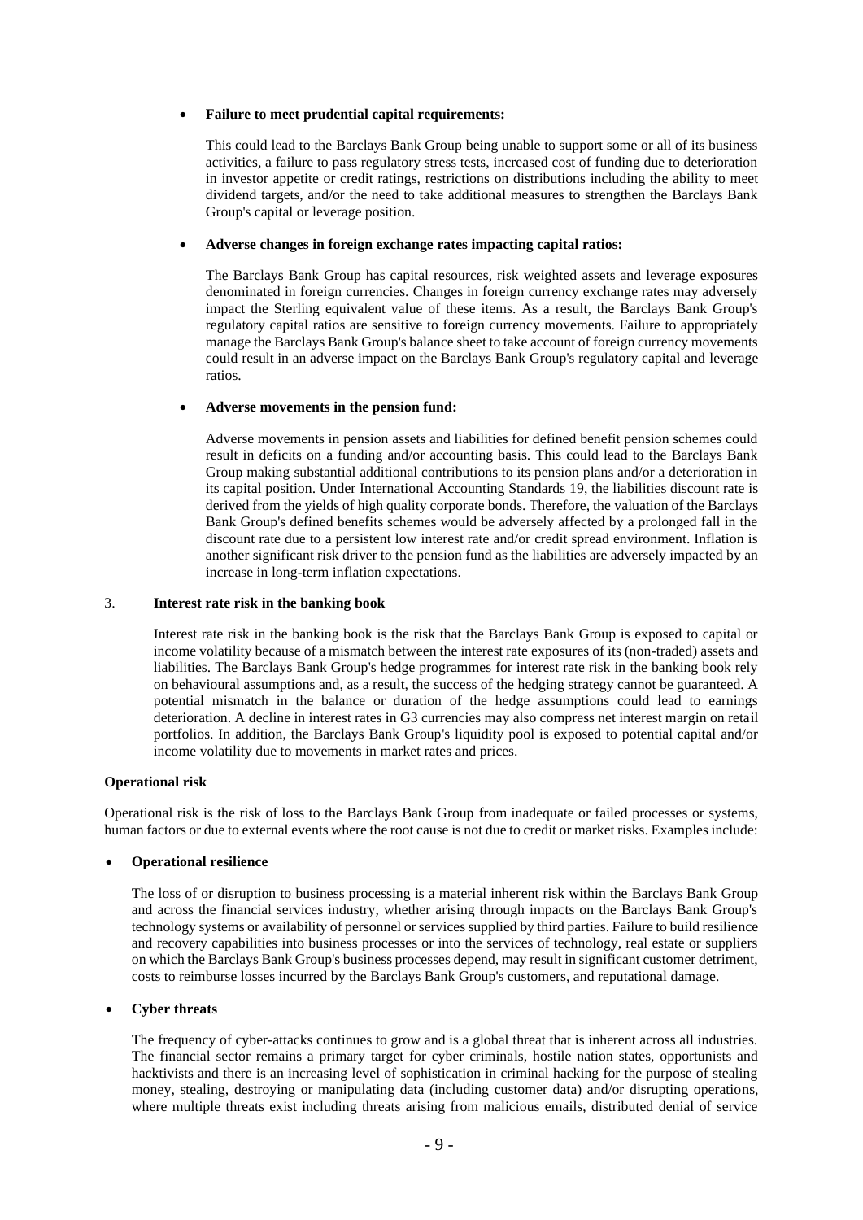- **Failure to meet prudential capital requirements:**

  This could lead to the Barclays Bank Group being unable to support some or all of its business activities, a failure to pass regulatory stress tests, increased cost of funding due to deterioration in investor appetite or credit ratings, restrictions on distributions including the ability to meet dividend targets, and/or the need to take additional measures to strengthen the Barclays Bank Group's capital or leverage position.

- **Adverse changes in foreign exchange rates impacting capital ratios:**

  The Barclays Bank Group has capital resources, risk weighted assets and leverage exposures denominated in foreign currencies. Changes in foreign currency exchange rates may adversely impact the Sterling equivalent value of these items. As a result, the Barclays Bank Group's regulatory capital ratios are sensitive to foreign currency movements. Failure to appropriately manage the Barclays Bank Group's balance sheet to take account of foreign currency movements could result in an adverse impact on the Barclays Bank Group's regulatory capital and leverage ratios.

- **Adverse movements in the pension fund:**

  Adverse movements in pension assets and liabilities for defined benefit pension schemes could result in deficits on a funding and/or accounting basis. This could lead to the Barclays Bank Group making substantial additional contributions to its pension plans and/or a deterioration in its capital position. Under International Accounting Standards 19, the liabilities discount rate is derived from the yields of high quality corporate bonds. Therefore, the valuation of the Barclays Bank Group's defined benefits schemes would be adversely affected by a prolonged fall in the discount rate due to a persistent low interest rate and/or credit spread environment. Inflation is another significant risk driver to the pension fund as the liabilities are adversely impacted by an increase in long-term inflation expectations.

3. **Interest rate risk in the banking book**

   Interest rate risk in the banking book is the risk that the Barclays Bank Group is exposed to capital or income volatility because of a mismatch between the interest rate exposures of its (non-traded) assets and liabilities. The Barclays Bank Group's hedge programmes for interest rate risk in the banking book rely on behavioural assumptions and, as a result, the success of the hedging strategy cannot be guaranteed. A potential mismatch in the balance or duration of the hedge assumptions could lead to earnings deterioration. A decline in interest rates in G3 currencies may also compress net interest margin on retail portfolios. In addition, the Barclays Bank Group's liquidity pool is exposed to potential capital and/or income volatility due to movements in market rates and prices.

**Operational risk**

Operational risk is the risk of loss to the Barclays Bank Group from inadequate or failed processes or systems, human factors or due to external events where the root cause is not due to credit or market risks. Examples include:

- **Operational resilience**

  The loss of or disruption to business processing is a material inherent risk within the Barclays Bank Group and across the financial services industry, whether arising through impacts on the Barclays Bank Group's technology systems or availability of personnel or services supplied by third parties. Failure to build resilience and recovery capabilities into business processes or into the services of technology, real estate or suppliers on which the Barclays Bank Group's business processes depend, may result in significant customer detriment, costs to reimburse losses incurred by the Barclays Bank Group's customers, and reputational damage.

- **Cyber threats**

  The frequency of cyber-attacks continues to grow and is a global threat that is inherent across all industries. The financial sector remains a primary target for cyber criminals, hostile nation states, opportunists and hacktivists and there is an increasing level of sophistication in criminal hacking for the purpose of stealing money, stealing, destroying or manipulating data (including customer data) and/or disrupting operations, where multiple threats exist including threats arising from malicious emails, distributed denial of service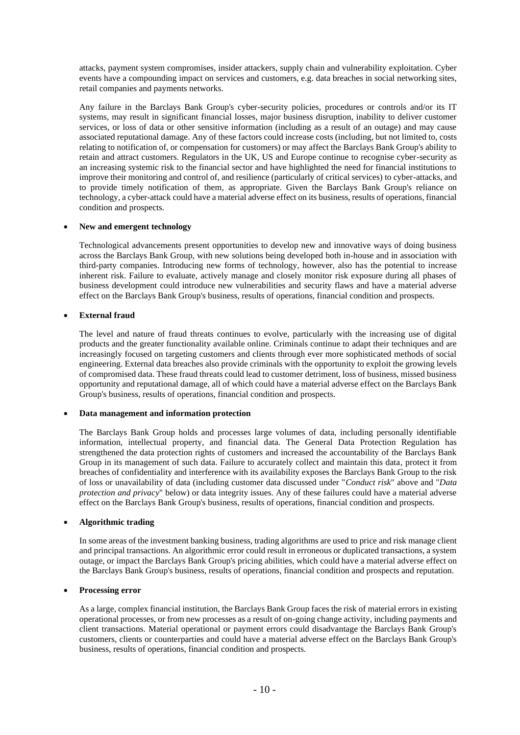attacks, payment system compromises, insider attackers, supply chain and vulnerability exploitation. Cyber events have a compounding impact on services and customers, e.g. data breaches in social networking sites, retail companies and payments networks.

Any failure in the Barclays Bank Group's cyber-security policies, procedures or controls and/or its IT systems, may result in significant financial losses, major business disruption, inability to deliver customer services, or loss of data or other sensitive information (including as a result of an outage) and may cause associated reputational damage. Any of these factors could increase costs (including, but not limited to, costs relating to notification of, or compensation for customers) or may affect the Barclays Bank Group's ability to retain and attract customers. Regulators in the UK, US and Europe continue to recognise cyber-security as an increasing systemic risk to the financial sector and have highlighted the need for financial institutions to improve their monitoring and control of, and resilience (particularly of critical services) to cyber-attacks, and to provide timely notification of them, as appropriate. Given the Barclays Bank Group's reliance on technology, a cyber-attack could have a material adverse effect on its business, results of operations, financial condition and prospects.

- **New and emergent technology**

  Technological advancements present opportunities to develop new and innovative ways of doing business across the Barclays Bank Group, with new solutions being developed both in-house and in association with third-party companies. Introducing new forms of technology, however, also has the potential to increase inherent risk. Failure to evaluate, actively manage and closely monitor risk exposure during all phases of business development could introduce new vulnerabilities and security flaws and have a material adverse effect on the Barclays Bank Group's business, results of operations, financial condition and prospects.

- **External fraud**

  The level and nature of fraud threats continues to evolve, particularly with the increasing use of digital products and the greater functionality available online. Criminals continue to adapt their techniques and are increasingly focused on targeting customers and clients through ever more sophisticated methods of social engineering. External data breaches also provide criminals with the opportunity to exploit the growing levels of compromised data. These fraud threats could lead to customer detriment, loss of business, missed business opportunity and reputational damage, all of which could have a material adverse effect on the Barclays Bank Group's business, results of operations, financial condition and prospects.

- **Data management and information protection**

  The Barclays Bank Group holds and processes large volumes of data, including personally identifiable information, intellectual property, and financial data. The General Data Protection Regulation has strengthened the data protection rights of customers and increased the accountability of the Barclays Bank Group in its management of such data. Failure to accurately collect and maintain this data, protect it from breaches of confidentiality and interference with its availability exposes the Barclays Bank Group to the risk of loss or unavailability of data (including customer data discussed under "*Conduct risk*" above and "*Data protection and privacy*" below) or data integrity issues. Any of these failures could have a material adverse effect on the Barclays Bank Group's business, results of operations, financial condition and prospects.

- **Algorithmic trading**

  In some areas of the investment banking business, trading algorithms are used to price and risk manage client and principal transactions. An algorithmic error could result in erroneous or duplicated transactions, a system outage, or impact the Barclays Bank Group's pricing abilities, which could have a material adverse effect on the Barclays Bank Group's business, results of operations, financial condition and prospects and reputation.

- **Processing error**

  As a large, complex financial institution, the Barclays Bank Group faces the risk of material errors in existing operational processes, or from new processes as a result of on-going change activity, including payments and client transactions. Material operational or payment errors could disadvantage the Barclays Bank Group's customers, clients or counterparties and could have a material adverse effect on the Barclays Bank Group's business, results of operations, financial condition and prospects.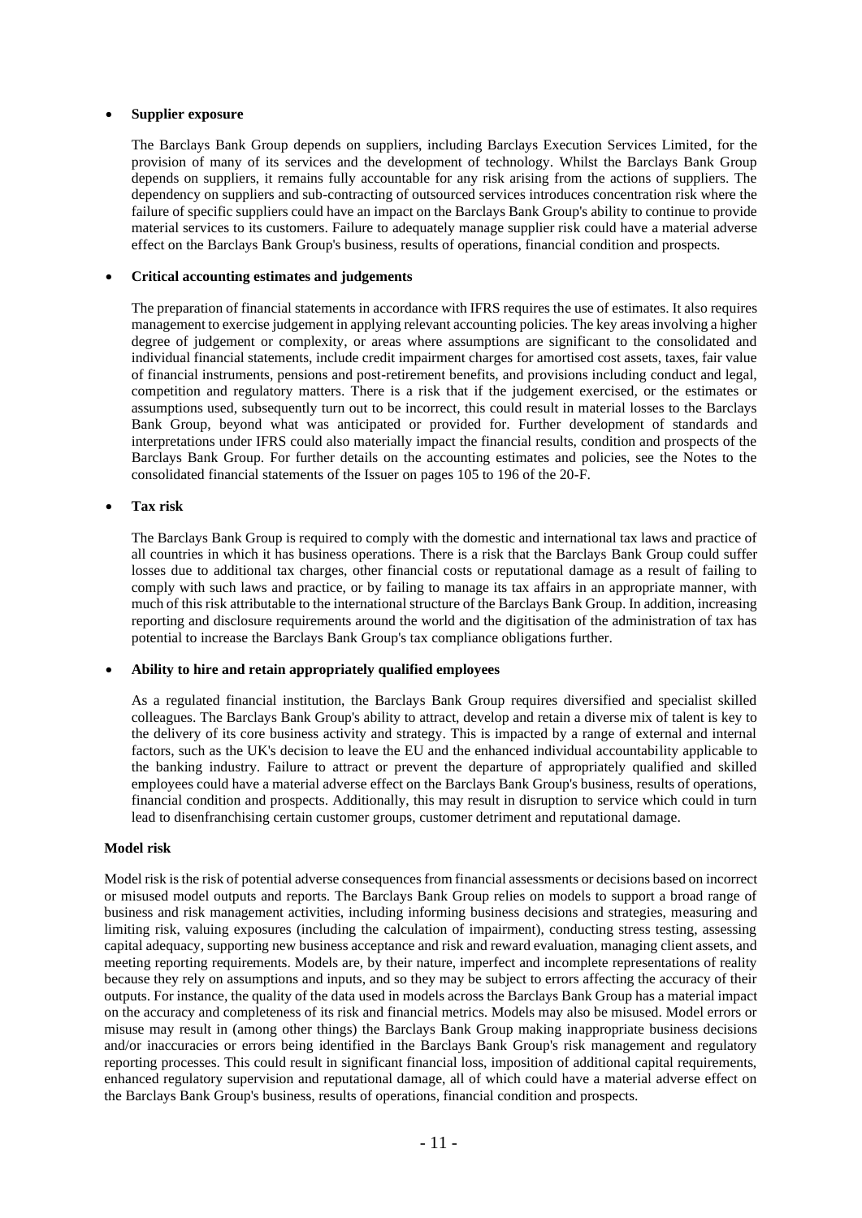- **Supplier exposure**

  The Barclays Bank Group depends on suppliers, including Barclays Execution Services Limited, for the provision of many of its services and the development of technology. Whilst the Barclays Bank Group depends on suppliers, it remains fully accountable for any risk arising from the actions of suppliers. The dependency on suppliers and sub-contracting of outsourced services introduces concentration risk where the failure of specific suppliers could have an impact on the Barclays Bank Group's ability to continue to provide material services to its customers. Failure to adequately manage supplier risk could have a material adverse effect on the Barclays Bank Group's business, results of operations, financial condition and prospects.

- **Critical accounting estimates and judgements**

  The preparation of financial statements in accordance with IFRS requires the use of estimates. It also requires management to exercise judgement in applying relevant accounting policies. The key areas involving a higher degree of judgement or complexity, or areas where assumptions are significant to the consolidated and individual financial statements, include credit impairment charges for amortised cost assets, taxes, fair value of financial instruments, pensions and post-retirement benefits, and provisions including conduct and legal, competition and regulatory matters. There is a risk that if the judgement exercised, or the estimates or assumptions used, subsequently turn out to be incorrect, this could result in material losses to the Barclays Bank Group, beyond what was anticipated or provided for. Further development of standards and interpretations under IFRS could also materially impact the financial results, condition and prospects of the Barclays Bank Group. For further details on the accounting estimates and policies, see the Notes to the consolidated financial statements of the Issuer on pages 105 to 196 of the 20-F.

- **Tax risk**

  The Barclays Bank Group is required to comply with the domestic and international tax laws and practice of all countries in which it has business operations. There is a risk that the Barclays Bank Group could suffer losses due to additional tax charges, other financial costs or reputational damage as a result of failing to comply with such laws and practice, or by failing to manage its tax affairs in an appropriate manner, with much of this risk attributable to the international structure of the Barclays Bank Group. In addition, increasing reporting and disclosure requirements around the world and the digitisation of the administration of tax has potential to increase the Barclays Bank Group's tax compliance obligations further.

- **Ability to hire and retain appropriately qualified employees**

  As a regulated financial institution, the Barclays Bank Group requires diversified and specialist skilled colleagues. The Barclays Bank Group's ability to attract, develop and retain a diverse mix of talent is key to the delivery of its core business activity and strategy. This is impacted by a range of external and internal factors, such as the UK's decision to leave the EU and the enhanced individual accountability applicable to the banking industry. Failure to attract or prevent the departure of appropriately qualified and skilled employees could have a material adverse effect on the Barclays Bank Group's business, results of operations, financial condition and prospects. Additionally, this may result in disruption to service which could in turn lead to disenfranchising certain customer groups, customer detriment and reputational damage.

**Model risk**

Model risk is the risk of potential adverse consequences from financial assessments or decisions based on incorrect or misused model outputs and reports. The Barclays Bank Group relies on models to support a broad range of business and risk management activities, including informing business decisions and strategies, measuring and limiting risk, valuing exposures (including the calculation of impairment), conducting stress testing, assessing capital adequacy, supporting new business acceptance and risk and reward evaluation, managing client assets, and meeting reporting requirements. Models are, by their nature, imperfect and incomplete representations of reality because they rely on assumptions and inputs, and so they may be subject to errors affecting the accuracy of their outputs. For instance, the quality of the data used in models across the Barclays Bank Group has a material impact on the accuracy and completeness of its risk and financial metrics. Models may also be misused. Model errors or misuse may result in (among other things) the Barclays Bank Group making inappropriate business decisions and/or inaccuracies or errors being identified in the Barclays Bank Group's risk management and regulatory reporting processes. This could result in significant financial loss, imposition of additional capital requirements, enhanced regulatory supervision and reputational damage, all of which could have a material adverse effect on the Barclays Bank Group's business, results of operations, financial condition and prospects.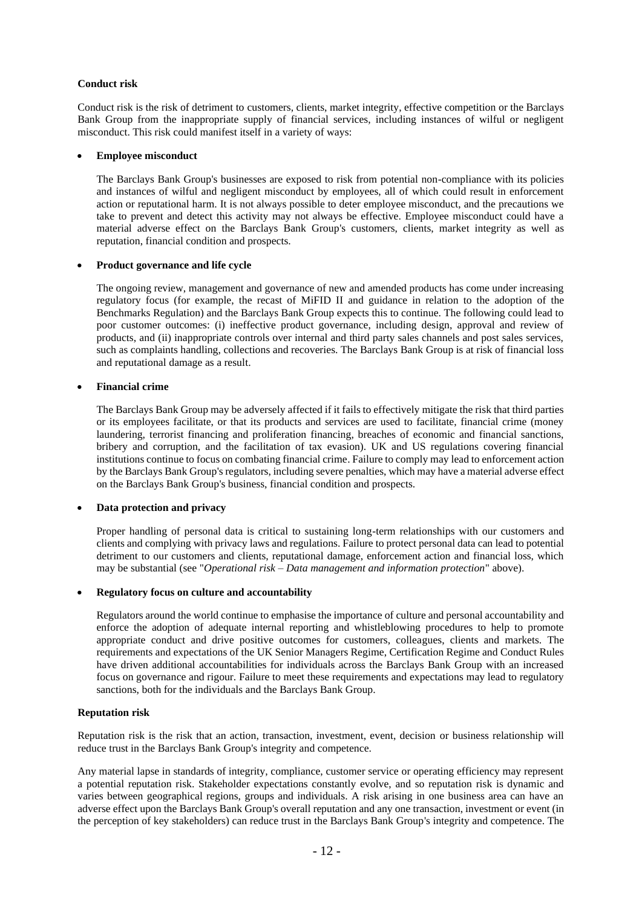**Conduct risk**

Conduct risk is the risk of detriment to customers, clients, market integrity, effective competition or the Barclays Bank Group from the inappropriate supply of financial services, including instances of wilful or negligent misconduct. This risk could manifest itself in a variety of ways:

- **Employee misconduct**

  The Barclays Bank Group's businesses are exposed to risk from potential non-compliance with its policies and instances of wilful and negligent misconduct by employees, all of which could result in enforcement action or reputational harm. It is not always possible to deter employee misconduct, and the precautions we take to prevent and detect this activity may not always be effective. Employee misconduct could have a material adverse effect on the Barclays Bank Group's customers, clients, market integrity as well as reputation, financial condition and prospects.

- **Product governance and life cycle**

  The ongoing review, management and governance of new and amended products has come under increasing regulatory focus (for example, the recast of MiFID II and guidance in relation to the adoption of the Benchmarks Regulation) and the Barclays Bank Group expects this to continue. The following could lead to poor customer outcomes: (i) ineffective product governance, including design, approval and review of products, and (ii) inappropriate controls over internal and third party sales channels and post sales services, such as complaints handling, collections and recoveries. The Barclays Bank Group is at risk of financial loss and reputational damage as a result.

- **Financial crime**

  The Barclays Bank Group may be adversely affected if it fails to effectively mitigate the risk that third parties or its employees facilitate, or that its products and services are used to facilitate, financial crime (money laundering, terrorist financing and proliferation financing, breaches of economic and financial sanctions, bribery and corruption, and the facilitation of tax evasion). UK and US regulations covering financial institutions continue to focus on combating financial crime. Failure to comply may lead to enforcement action by the Barclays Bank Group's regulators, including severe penalties, which may have a material adverse effect on the Barclays Bank Group's business, financial condition and prospects.

- **Data protection and privacy**

  Proper handling of personal data is critical to sustaining long-term relationships with our customers and clients and complying with privacy laws and regulations. Failure to protect personal data can lead to potential detriment to our customers and clients, reputational damage, enforcement action and financial loss, which may be substantial (see "*Operational risk – Data management and information protection*" above).

- **Regulatory focus on culture and accountability**

  Regulators around the world continue to emphasise the importance of culture and personal accountability and enforce the adoption of adequate internal reporting and whistleblowing procedures to help to promote appropriate conduct and drive positive outcomes for customers, colleagues, clients and markets. The requirements and expectations of the UK Senior Managers Regime, Certification Regime and Conduct Rules have driven additional accountabilities for individuals across the Barclays Bank Group with an increased focus on governance and rigour. Failure to meet these requirements and expectations may lead to regulatory sanctions, both for the individuals and the Barclays Bank Group.

**Reputation risk**

Reputation risk is the risk that an action, transaction, investment, event, decision or business relationship will reduce trust in the Barclays Bank Group's integrity and competence.

Any material lapse in standards of integrity, compliance, customer service or operating efficiency may represent a potential reputation risk. Stakeholder expectations constantly evolve, and so reputation risk is dynamic and varies between geographical regions, groups and individuals. A risk arising in one business area can have an adverse effect upon the Barclays Bank Group's overall reputation and any one transaction, investment or event (in the perception of key stakeholders) can reduce trust in the Barclays Bank Group's integrity and competence. The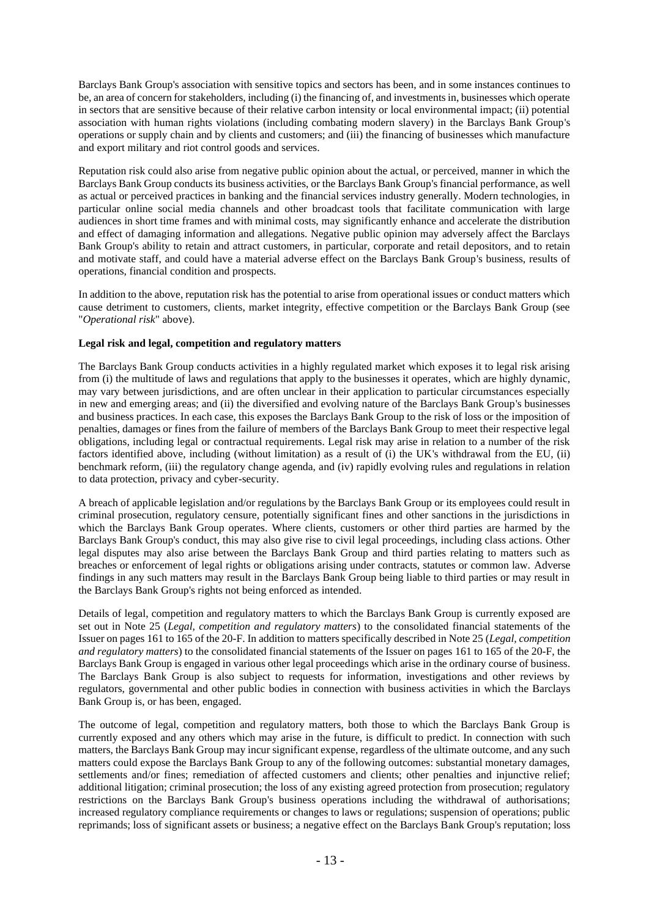Barclays Bank Group's association with sensitive topics and sectors has been, and in some instances continues to be, an area of concern for stakeholders, including (i) the financing of, and investments in, businesses which operate in sectors that are sensitive because of their relative carbon intensity or local environmental impact; (ii) potential association with human rights violations (including combating modern slavery) in the Barclays Bank Group's operations or supply chain and by clients and customers; and (iii) the financing of businesses which manufacture and export military and riot control goods and services.

Reputation risk could also arise from negative public opinion about the actual, or perceived, manner in which the Barclays Bank Group conducts its business activities, or the Barclays Bank Group's financial performance, as well as actual or perceived practices in banking and the financial services industry generally. Modern technologies, in particular online social media channels and other broadcast tools that facilitate communication with large audiences in short time frames and with minimal costs, may significantly enhance and accelerate the distribution and effect of damaging information and allegations. Negative public opinion may adversely affect the Barclays Bank Group's ability to retain and attract customers, in particular, corporate and retail depositors, and to retain and motivate staff, and could have a material adverse effect on the Barclays Bank Group's business, results of operations, financial condition and prospects.

In addition to the above, reputation risk has the potential to arise from operational issues or conduct matters which cause detriment to customers, clients, market integrity, effective competition or the Barclays Bank Group (see "*Operational risk*" above).

**Legal risk and legal, competition and regulatory matters**

The Barclays Bank Group conducts activities in a highly regulated market which exposes it to legal risk arising from (i) the multitude of laws and regulations that apply to the businesses it operates, which are highly dynamic, may vary between jurisdictions, and are often unclear in their application to particular circumstances especially in new and emerging areas; and (ii) the diversified and evolving nature of the Barclays Bank Group's businesses and business practices. In each case, this exposes the Barclays Bank Group to the risk of loss or the imposition of penalties, damages or fines from the failure of members of the Barclays Bank Group to meet their respective legal obligations, including legal or contractual requirements. Legal risk may arise in relation to a number of the risk factors identified above, including (without limitation) as a result of (i) the UK's withdrawal from the EU, (ii) benchmark reform, (iii) the regulatory change agenda, and (iv) rapidly evolving rules and regulations in relation to data protection, privacy and cyber-security.

A breach of applicable legislation and/or regulations by the Barclays Bank Group or its employees could result in criminal prosecution, regulatory censure, potentially significant fines and other sanctions in the jurisdictions in which the Barclays Bank Group operates. Where clients, customers or other third parties are harmed by the Barclays Bank Group's conduct, this may also give rise to civil legal proceedings, including class actions. Other legal disputes may also arise between the Barclays Bank Group and third parties relating to matters such as breaches or enforcement of legal rights or obligations arising under contracts, statutes or common law. Adverse findings in any such matters may result in the Barclays Bank Group being liable to third parties or may result in the Barclays Bank Group's rights not being enforced as intended.

Details of legal, competition and regulatory matters to which the Barclays Bank Group is currently exposed are set out in Note 25 (*Legal, competition and regulatory matters*) to the consolidated financial statements of the Issuer on pages 161 to 165 of the 20-F. In addition to matters specifically described in Note 25 (*Legal, competition and regulatory matters*) to the consolidated financial statements of the Issuer on pages 161 to 165 of the 20-F, the Barclays Bank Group is engaged in various other legal proceedings which arise in the ordinary course of business. The Barclays Bank Group is also subject to requests for information, investigations and other reviews by regulators, governmental and other public bodies in connection with business activities in which the Barclays Bank Group is, or has been, engaged.

The outcome of legal, competition and regulatory matters, both those to which the Barclays Bank Group is currently exposed and any others which may arise in the future, is difficult to predict. In connection with such matters, the Barclays Bank Group may incur significant expense, regardless of the ultimate outcome, and any such matters could expose the Barclays Bank Group to any of the following outcomes: substantial monetary damages, settlements and/or fines; remediation of affected customers and clients; other penalties and injunctive relief; additional litigation; criminal prosecution; the loss of any existing agreed protection from prosecution; regulatory restrictions on the Barclays Bank Group's business operations including the withdrawal of authorisations; increased regulatory compliance requirements or changes to laws or regulations; suspension of operations; public reprimands; loss of significant assets or business; a negative effect on the Barclays Bank Group's reputation; loss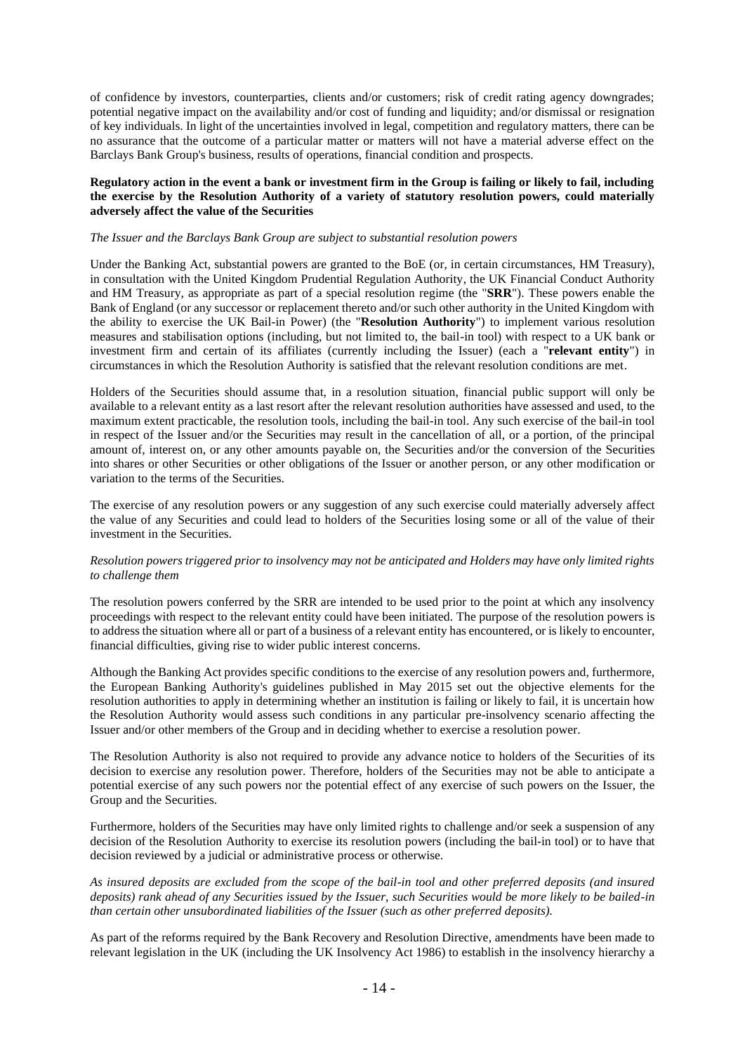of confidence by investors, counterparties, clients and/or customers; risk of credit rating agency downgrades; potential negative impact on the availability and/or cost of funding and liquidity; and/or dismissal or resignation of key individuals. In light of the uncertainties involved in legal, competition and regulatory matters, there can be no assurance that the outcome of a particular matter or matters will not have a material adverse effect on the Barclays Bank Group's business, results of operations, financial condition and prospects.

**Regulatory action in the event a bank or investment firm in the Group is failing or likely to fail, including the exercise by the Resolution Authority of a variety of statutory resolution powers, could materially adversely affect the value of the Securities**

*The Issuer and the Barclays Bank Group are subject to substantial resolution powers*

Under the Banking Act, substantial powers are granted to the BoE (or, in certain circumstances, HM Treasury), in consultation with the United Kingdom Prudential Regulation Authority, the UK Financial Conduct Authority and HM Treasury, as appropriate as part of a special resolution regime (the "**SRR**"). These powers enable the Bank of England (or any successor or replacement thereto and/or such other authority in the United Kingdom with the ability to exercise the UK Bail-in Power) (the "**Resolution Authority**") to implement various resolution measures and stabilisation options (including, but not limited to, the bail-in tool) with respect to a UK bank or investment firm and certain of its affiliates (currently including the Issuer) (each a "**relevant entity**") in circumstances in which the Resolution Authority is satisfied that the relevant resolution conditions are met.

Holders of the Securities should assume that, in a resolution situation, financial public support will only be available to a relevant entity as a last resort after the relevant resolution authorities have assessed and used, to the maximum extent practicable, the resolution tools, including the bail-in tool. Any such exercise of the bail-in tool in respect of the Issuer and/or the Securities may result in the cancellation of all, or a portion, of the principal amount of, interest on, or any other amounts payable on, the Securities and/or the conversion of the Securities into shares or other Securities or other obligations of the Issuer or another person, or any other modification or variation to the terms of the Securities.

The exercise of any resolution powers or any suggestion of any such exercise could materially adversely affect the value of any Securities and could lead to holders of the Securities losing some or all of the value of their investment in the Securities.

*Resolution powers triggered prior to insolvency may not be anticipated and Holders may have only limited rights to challenge them*

The resolution powers conferred by the SRR are intended to be used prior to the point at which any insolvency proceedings with respect to the relevant entity could have been initiated. The purpose of the resolution powers is to address the situation where all or part of a business of a relevant entity has encountered, or is likely to encounter, financial difficulties, giving rise to wider public interest concerns.

Although the Banking Act provides specific conditions to the exercise of any resolution powers and, furthermore, the European Banking Authority's guidelines published in May 2015 set out the objective elements for the resolution authorities to apply in determining whether an institution is failing or likely to fail, it is uncertain how the Resolution Authority would assess such conditions in any particular pre-insolvency scenario affecting the Issuer and/or other members of the Group and in deciding whether to exercise a resolution power.

The Resolution Authority is also not required to provide any advance notice to holders of the Securities of its decision to exercise any resolution power. Therefore, holders of the Securities may not be able to anticipate a potential exercise of any such powers nor the potential effect of any exercise of such powers on the Issuer, the Group and the Securities.

Furthermore, holders of the Securities may have only limited rights to challenge and/or seek a suspension of any decision of the Resolution Authority to exercise its resolution powers (including the bail-in tool) or to have that decision reviewed by a judicial or administrative process or otherwise.

*As insured deposits are excluded from the scope of the bail-in tool and other preferred deposits (and insured deposits) rank ahead of any Securities issued by the Issuer, such Securities would be more likely to be bailed-in than certain other unsubordinated liabilities of the Issuer (such as other preferred deposits).*

As part of the reforms required by the Bank Recovery and Resolution Directive, amendments have been made to relevant legislation in the UK (including the UK Insolvency Act 1986) to establish in the insolvency hierarchy a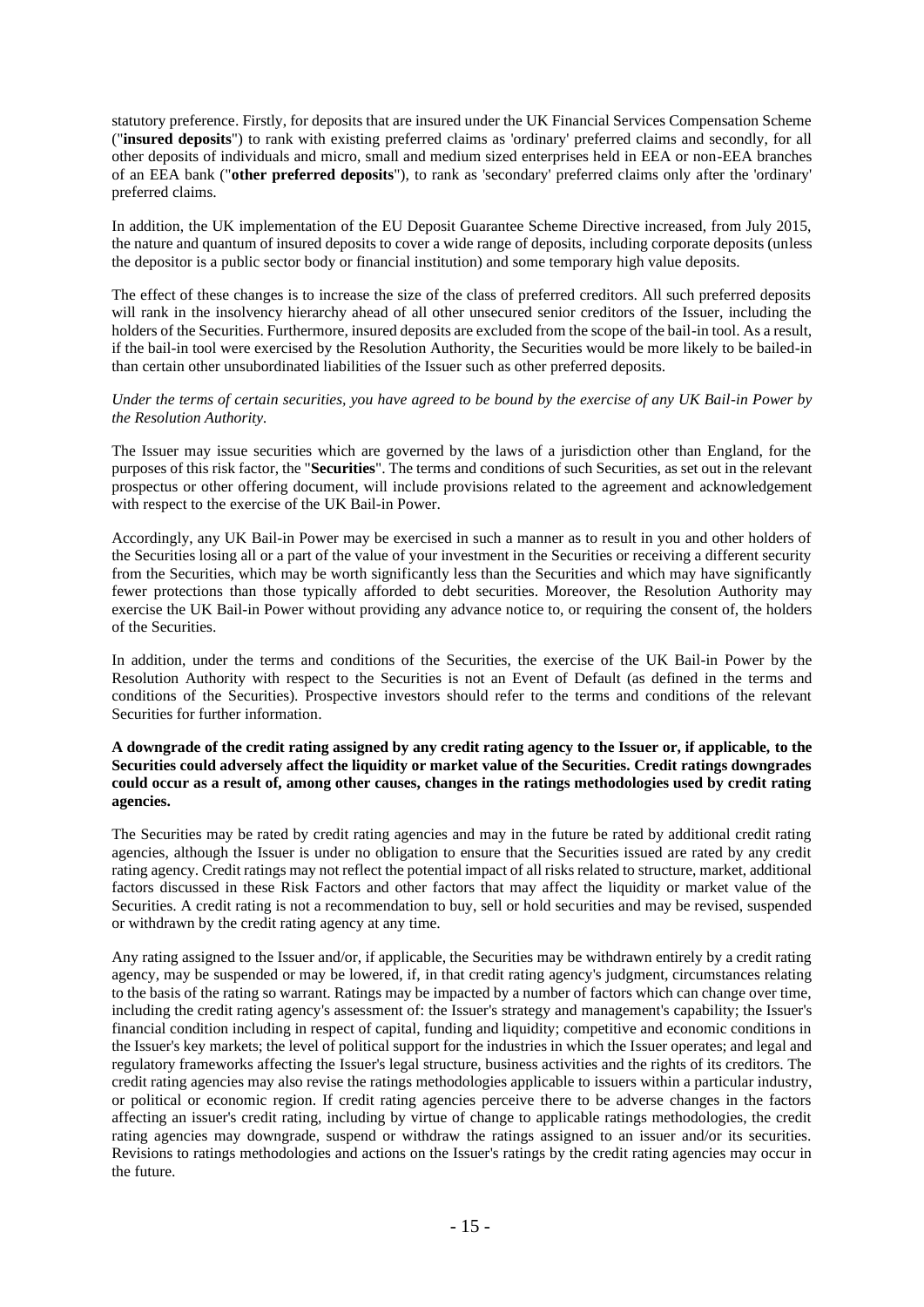statutory preference. Firstly, for deposits that are insured under the UK Financial Services Compensation Scheme ("**insured deposits**") to rank with existing preferred claims as 'ordinary' preferred claims and secondly, for all other deposits of individuals and micro, small and medium sized enterprises held in EEA or non-EEA branches of an EEA bank ("**other preferred deposits**"), to rank as 'secondary' preferred claims only after the 'ordinary' preferred claims.

In addition, the UK implementation of the EU Deposit Guarantee Scheme Directive increased, from July 2015, the nature and quantum of insured deposits to cover a wide range of deposits, including corporate deposits (unless the depositor is a public sector body or financial institution) and some temporary high value deposits.

The effect of these changes is to increase the size of the class of preferred creditors. All such preferred deposits will rank in the insolvency hierarchy ahead of all other unsecured senior creditors of the Issuer, including the holders of the Securities. Furthermore, insured deposits are excluded from the scope of the bail-in tool. As a result, if the bail-in tool were exercised by the Resolution Authority, the Securities would be more likely to be bailed-in than certain other unsubordinated liabilities of the Issuer such as other preferred deposits.

*Under the terms of certain securities, you have agreed to be bound by the exercise of any UK Bail-in Power by the Resolution Authority.*

The Issuer may issue securities which are governed by the laws of a jurisdiction other than England, for the purposes of this risk factor, the "**Securities**". The terms and conditions of such Securities, as set out in the relevant prospectus or other offering document, will include provisions related to the agreement and acknowledgement with respect to the exercise of the UK Bail-in Power.

Accordingly, any UK Bail-in Power may be exercised in such a manner as to result in you and other holders of the Securities losing all or a part of the value of your investment in the Securities or receiving a different security from the Securities, which may be worth significantly less than the Securities and which may have significantly fewer protections than those typically afforded to debt securities. Moreover, the Resolution Authority may exercise the UK Bail-in Power without providing any advance notice to, or requiring the consent of, the holders of the Securities.

In addition, under the terms and conditions of the Securities, the exercise of the UK Bail-in Power by the Resolution Authority with respect to the Securities is not an Event of Default (as defined in the terms and conditions of the Securities). Prospective investors should refer to the terms and conditions of the relevant Securities for further information.

**A downgrade of the credit rating assigned by any credit rating agency to the Issuer or, if applicable, to the Securities could adversely affect the liquidity or market value of the Securities. Credit ratings downgrades could occur as a result of, among other causes, changes in the ratings methodologies used by credit rating agencies.**

The Securities may be rated by credit rating agencies and may in the future be rated by additional credit rating agencies, although the Issuer is under no obligation to ensure that the Securities issued are rated by any credit rating agency. Credit ratings may not reflect the potential impact of all risks related to structure, market, additional factors discussed in these Risk Factors and other factors that may affect the liquidity or market value of the Securities. A credit rating is not a recommendation to buy, sell or hold securities and may be revised, suspended or withdrawn by the credit rating agency at any time.

Any rating assigned to the Issuer and/or, if applicable, the Securities may be withdrawn entirely by a credit rating agency, may be suspended or may be lowered, if, in that credit rating agency's judgment, circumstances relating to the basis of the rating so warrant. Ratings may be impacted by a number of factors which can change over time, including the credit rating agency's assessment of: the Issuer's strategy and management's capability; the Issuer's financial condition including in respect of capital, funding and liquidity; competitive and economic conditions in the Issuer's key markets; the level of political support for the industries in which the Issuer operates; and legal and regulatory frameworks affecting the Issuer's legal structure, business activities and the rights of its creditors. The credit rating agencies may also revise the ratings methodologies applicable to issuers within a particular industry, or political or economic region. If credit rating agencies perceive there to be adverse changes in the factors affecting an issuer's credit rating, including by virtue of change to applicable ratings methodologies, the credit rating agencies may downgrade, suspend or withdraw the ratings assigned to an issuer and/or its securities. Revisions to ratings methodologies and actions on the Issuer's ratings by the credit rating agencies may occur in the future.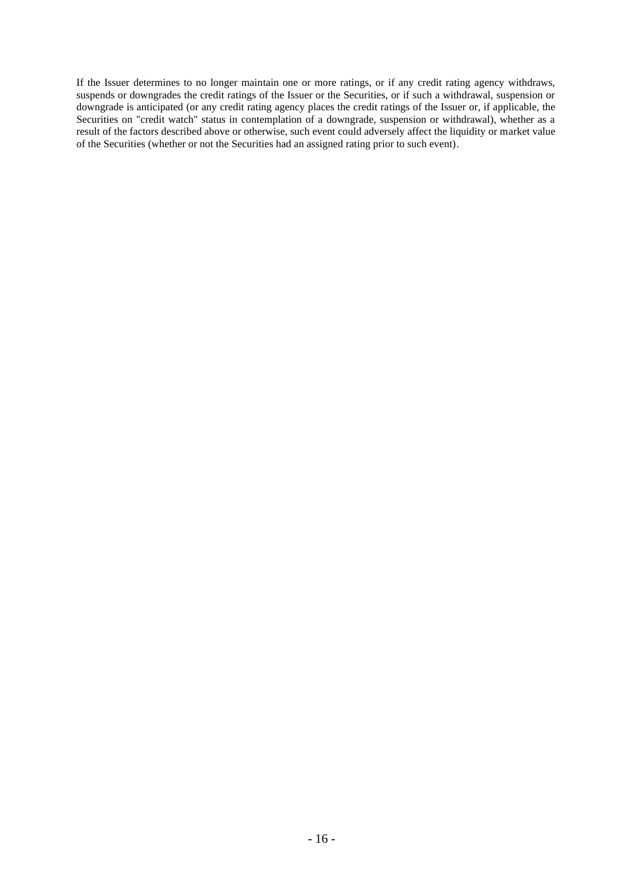If the Issuer determines to no longer maintain one or more ratings, or if any credit rating agency withdraws, suspends or downgrades the credit ratings of the Issuer or the Securities, or if such a withdrawal, suspension or downgrade is anticipated (or any credit rating agency places the credit ratings of the Issuer or, if applicable, the Securities on "credit watch" status in contemplation of a downgrade, suspension or withdrawal), whether as a result of the factors described above or otherwise, such event could adversely affect the liquidity or market value of the Securities (whether or not the Securities had an assigned rating prior to such event).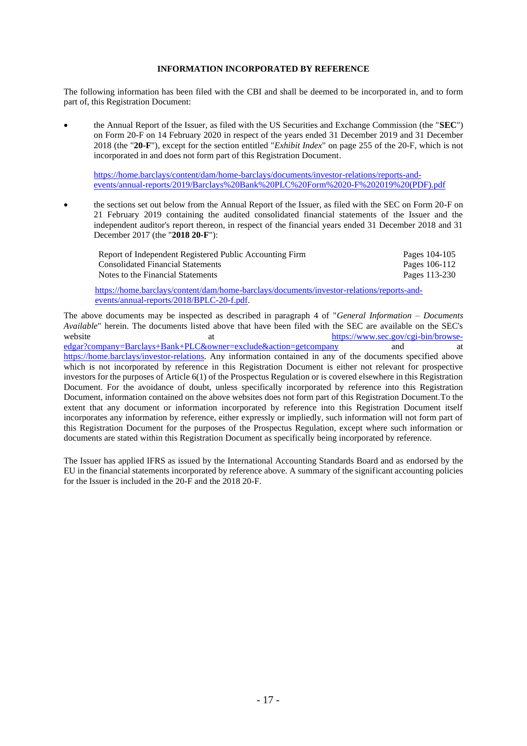## INFORMATION INCORPORATED BY REFERENCE

The following information has been filed with the CBI and shall be deemed to be incorporated in, and to form part of, this Registration Document:

- the Annual Report of the Issuer, as filed with the US Securities and Exchange Commission (the "**SEC**") on Form 20-F on 14 February 2020 in respect of the years ended 31 December 2019 and 31 December 2018 (the "**20-F**"), except for the section entitled "*Exhibit Index*" on page 255 of the 20-F, which is not incorporated in and does not form part of this Registration Document.

  https://home.barclays/content/dam/home-barclays/documents/investor-relations/reports-and-events/annual-reports/2019/Barclays%20Bank%20PLC%20Form%2020-F%202019%20(PDF).pdf

- the sections set out below from the Annual Report of the Issuer, as filed with the SEC on Form 20-F on 21 February 2019 containing the audited consolidated financial statements of the Issuer and the independent auditor's report thereon, in respect of the financial years ended 31 December 2018 and 31 December 2017 (the "**2018 20-F**"):

| | |
|---|---|
| Report of Independent Registered Public Accounting Firm | Pages 104-105 |
| Consolidated Financial Statements | Pages 106-112 |
| Notes to the Financial Statements | Pages 113-230 |

  https://home.barclays/content/dam/home-barclays/documents/investor-relations/reports-and-events/annual-reports/2018/BPLC-20-f.pdf.

The above documents may be inspected as described in paragraph 4 of "*General Information – Documents Available*" herein. The documents listed above that have been filed with the SEC are available on the SEC's website at https://www.sec.gov/cgi-bin/browse-edgar?company=Barclays+Bank+PLC&owner=exclude&action=getcompany and at https://home.barclays/investor-relations. Any information contained in any of the documents specified above which is not incorporated by reference in this Registration Document is either not relevant for prospective investors for the purposes of Article 6(1) of the Prospectus Regulation or is covered elsewhere in this Registration Document. For the avoidance of doubt, unless specifically incorporated by reference into this Registration Document, information contained on the above websites does not form part of this Registration Document.To the extent that any document or information incorporated by reference into this Registration Document itself incorporates any information by reference, either expressly or impliedly, such information will not form part of this Registration Document for the purposes of the Prospectus Regulation, except where such information or documents are stated within this Registration Document as specifically being incorporated by reference.

The Issuer has applied IFRS as issued by the International Accounting Standards Board and as endorsed by the EU in the financial statements incorporated by reference above. A summary of the significant accounting policies for the Issuer is included in the 20-F and the 2018 20-F.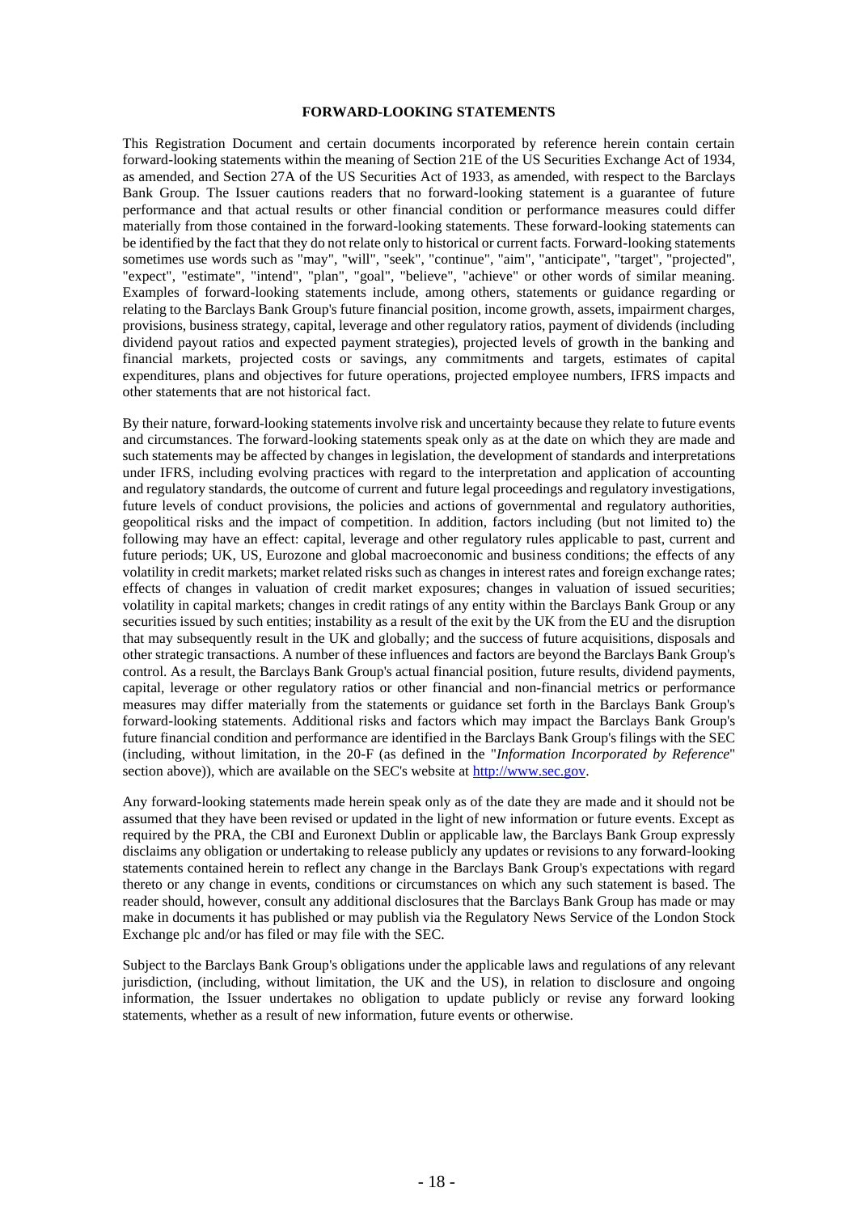## FORWARD-LOOKING STATEMENTS

This Registration Document and certain documents incorporated by reference herein contain certain forward-looking statements within the meaning of Section 21E of the US Securities Exchange Act of 1934, as amended, and Section 27A of the US Securities Act of 1933, as amended, with respect to the Barclays Bank Group. The Issuer cautions readers that no forward-looking statement is a guarantee of future performance and that actual results or other financial condition or performance measures could differ materially from those contained in the forward-looking statements. These forward-looking statements can be identified by the fact that they do not relate only to historical or current facts. Forward-looking statements sometimes use words such as "may", "will", "seek", "continue", "aim", "anticipate", "target", "projected", "expect", "estimate", "intend", "plan", "goal", "believe", "achieve" or other words of similar meaning. Examples of forward-looking statements include, among others, statements or guidance regarding or relating to the Barclays Bank Group's future financial position, income growth, assets, impairment charges, provisions, business strategy, capital, leverage and other regulatory ratios, payment of dividends (including dividend payout ratios and expected payment strategies), projected levels of growth in the banking and financial markets, projected costs or savings, any commitments and targets, estimates of capital expenditures, plans and objectives for future operations, projected employee numbers, IFRS impacts and other statements that are not historical fact.

By their nature, forward-looking statements involve risk and uncertainty because they relate to future events and circumstances. The forward-looking statements speak only as at the date on which they are made and such statements may be affected by changes in legislation, the development of standards and interpretations under IFRS, including evolving practices with regard to the interpretation and application of accounting and regulatory standards, the outcome of current and future legal proceedings and regulatory investigations, future levels of conduct provisions, the policies and actions of governmental and regulatory authorities, geopolitical risks and the impact of competition. In addition, factors including (but not limited to) the following may have an effect: capital, leverage and other regulatory rules applicable to past, current and future periods; UK, US, Eurozone and global macroeconomic and business conditions; the effects of any volatility in credit markets; market related risks such as changes in interest rates and foreign exchange rates; effects of changes in valuation of credit market exposures; changes in valuation of issued securities; volatility in capital markets; changes in credit ratings of any entity within the Barclays Bank Group or any securities issued by such entities; instability as a result of the exit by the UK from the EU and the disruption that may subsequently result in the UK and globally; and the success of future acquisitions, disposals and other strategic transactions. A number of these influences and factors are beyond the Barclays Bank Group's control. As a result, the Barclays Bank Group's actual financial position, future results, dividend payments, capital, leverage or other regulatory ratios or other financial and non-financial metrics or performance measures may differ materially from the statements or guidance set forth in the Barclays Bank Group's forward-looking statements. Additional risks and factors which may impact the Barclays Bank Group's future financial condition and performance are identified in the Barclays Bank Group's filings with the SEC (including, without limitation, in the 20-F (as defined in the "*Information Incorporated by Reference*" section above)), which are available on the SEC's website at http://www.sec.gov.

Any forward-looking statements made herein speak only as of the date they are made and it should not be assumed that they have been revised or updated in the light of new information or future events. Except as required by the PRA, the CBI and Euronext Dublin or applicable law, the Barclays Bank Group expressly disclaims any obligation or undertaking to release publicly any updates or revisions to any forward-looking statements contained herein to reflect any change in the Barclays Bank Group's expectations with regard thereto or any change in events, conditions or circumstances on which any such statement is based. The reader should, however, consult any additional disclosures that the Barclays Bank Group has made or may make in documents it has published or may publish via the Regulatory News Service of the London Stock Exchange plc and/or has filed or may file with the SEC.

Subject to the Barclays Bank Group's obligations under the applicable laws and regulations of any relevant jurisdiction, (including, without limitation, the UK and the US), in relation to disclosure and ongoing information, the Issuer undertakes no obligation to update publicly or revise any forward looking statements, whether as a result of new information, future events or otherwise.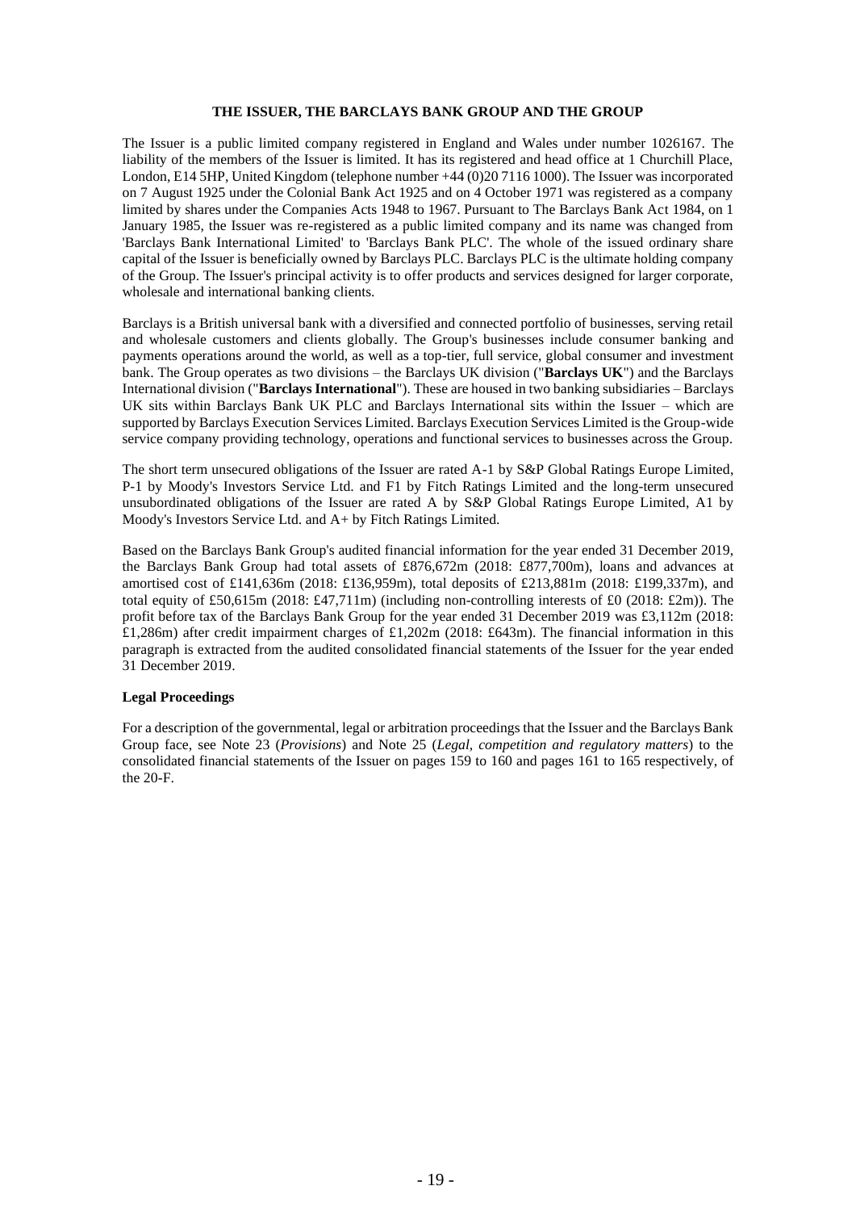## THE ISSUER, THE BARCLAYS BANK GROUP AND THE GROUP

The Issuer is a public limited company registered in England and Wales under number 1026167. The liability of the members of the Issuer is limited. It has its registered and head office at 1 Churchill Place, London, E14 5HP, United Kingdom (telephone number +44 (0)20 7116 1000). The Issuer was incorporated on 7 August 1925 under the Colonial Bank Act 1925 and on 4 October 1971 was registered as a company limited by shares under the Companies Acts 1948 to 1967. Pursuant to The Barclays Bank Act 1984, on 1 January 1985, the Issuer was re-registered as a public limited company and its name was changed from 'Barclays Bank International Limited' to 'Barclays Bank PLC'. The whole of the issued ordinary share capital of the Issuer is beneficially owned by Barclays PLC. Barclays PLC is the ultimate holding company of the Group. The Issuer's principal activity is to offer products and services designed for larger corporate, wholesale and international banking clients.

Barclays is a British universal bank with a diversified and connected portfolio of businesses, serving retail and wholesale customers and clients globally. The Group's businesses include consumer banking and payments operations around the world, as well as a top-tier, full service, global consumer and investment bank. The Group operates as two divisions – the Barclays UK division ("**Barclays UK**") and the Barclays International division ("**Barclays International**"). These are housed in two banking subsidiaries – Barclays UK sits within Barclays Bank UK PLC and Barclays International sits within the Issuer – which are supported by Barclays Execution Services Limited. Barclays Execution Services Limited is the Group-wide service company providing technology, operations and functional services to businesses across the Group.

The short term unsecured obligations of the Issuer are rated A-1 by S&P Global Ratings Europe Limited, P-1 by Moody's Investors Service Ltd. and F1 by Fitch Ratings Limited and the long-term unsecured unsubordinated obligations of the Issuer are rated A by S&P Global Ratings Europe Limited, A1 by Moody's Investors Service Ltd. and A+ by Fitch Ratings Limited.

Based on the Barclays Bank Group's audited financial information for the year ended 31 December 2019, the Barclays Bank Group had total assets of £876,672m (2018: £877,700m), loans and advances at amortised cost of £141,636m (2018: £136,959m), total deposits of £213,881m (2018: £199,337m), and total equity of £50,615m (2018: £47,711m) (including non-controlling interests of £0 (2018: £2m)). The profit before tax of the Barclays Bank Group for the year ended 31 December 2019 was £3,112m (2018: £1,286m) after credit impairment charges of £1,202m (2018: £643m). The financial information in this paragraph is extracted from the audited consolidated financial statements of the Issuer for the year ended 31 December 2019.

### Legal Proceedings

For a description of the governmental, legal or arbitration proceedings that the Issuer and the Barclays Bank Group face, see Note 23 (*Provisions*) and Note 25 (*Legal, competition and regulatory matters*) to the consolidated financial statements of the Issuer on pages 159 to 160 and pages 161 to 165 respectively, of the 20-F.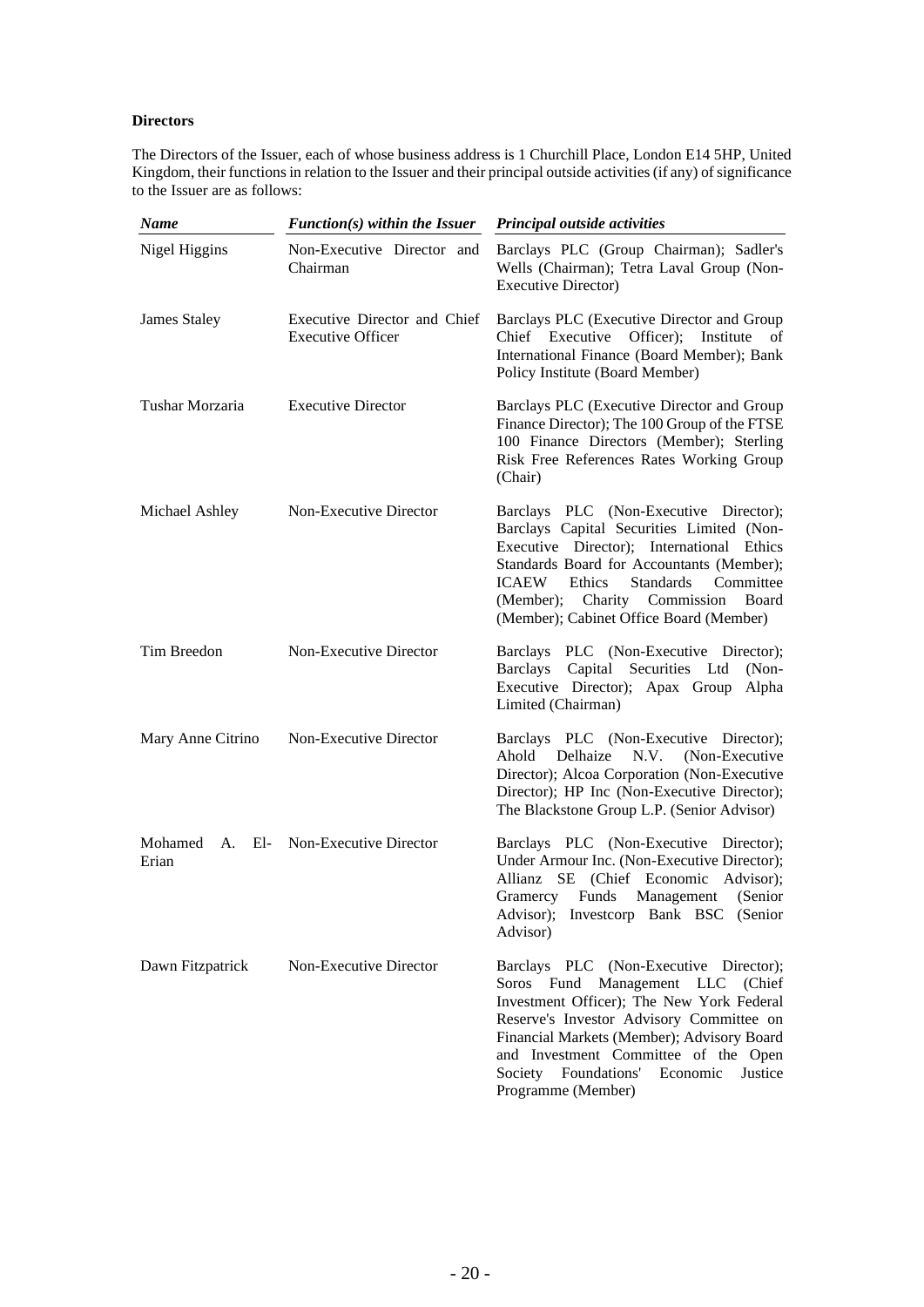**Directors**

The Directors of the Issuer, each of whose business address is 1 Churchill Place, London E14 5HP, United Kingdom, their functions in relation to the Issuer and their principal outside activities (if any) of significance to the Issuer are as follows:

| *Name* | *Function(s) within the Issuer* | *Principal outside activities* |
|---|---|---|
| Nigel Higgins | Non-Executive Director and Chairman | Barclays PLC (Group Chairman); Sadler's Wells (Chairman); Tetra Laval Group (Non-Executive Director) |
| James Staley | Executive Director and Chief Executive Officer | Barclays PLC (Executive Director and Group Chief Executive Officer); Institute of International Finance (Board Member); Bank Policy Institute (Board Member) |
| Tushar Morzaria | Executive Director | Barclays PLC (Executive Director and Group Finance Director); The 100 Group of the FTSE 100 Finance Directors (Member); Sterling Risk Free References Rates Working Group (Chair) |
| Michael Ashley | Non-Executive Director | Barclays PLC (Non-Executive Director); Barclays Capital Securities Limited (Non-Executive Director); International Ethics Standards Board for Accountants (Member); ICAEW Ethics Standards Committee (Member); Charity Commission Board (Member); Cabinet Office Board (Member) |
| Tim Breedon | Non-Executive Director | Barclays PLC (Non-Executive Director); Barclays Capital Securities Ltd (Non-Executive Director); Apax Group Alpha Limited (Chairman) |
| Mary Anne Citrino | Non-Executive Director | Barclays PLC (Non-Executive Director); Ahold Delhaize N.V. (Non-Executive Director); Alcoa Corporation (Non-Executive Director); HP Inc (Non-Executive Director); The Blackstone Group L.P. (Senior Advisor) |
| Mohamed A. El-Erian | Non-Executive Director | Barclays PLC (Non-Executive Director); Under Armour Inc. (Non-Executive Director); Allianz SE (Chief Economic Advisor); Gramercy Funds Management (Senior Advisor); Investcorp Bank BSC (Senior Advisor) |
| Dawn Fitzpatrick | Non-Executive Director | Barclays PLC (Non-Executive Director); Soros Fund Management LLC (Chief Investment Officer); The New York Federal Reserve's Investor Advisory Committee on Financial Markets (Member); Advisory Board and Investment Committee of the Open Society Foundations' Economic Justice Programme (Member) |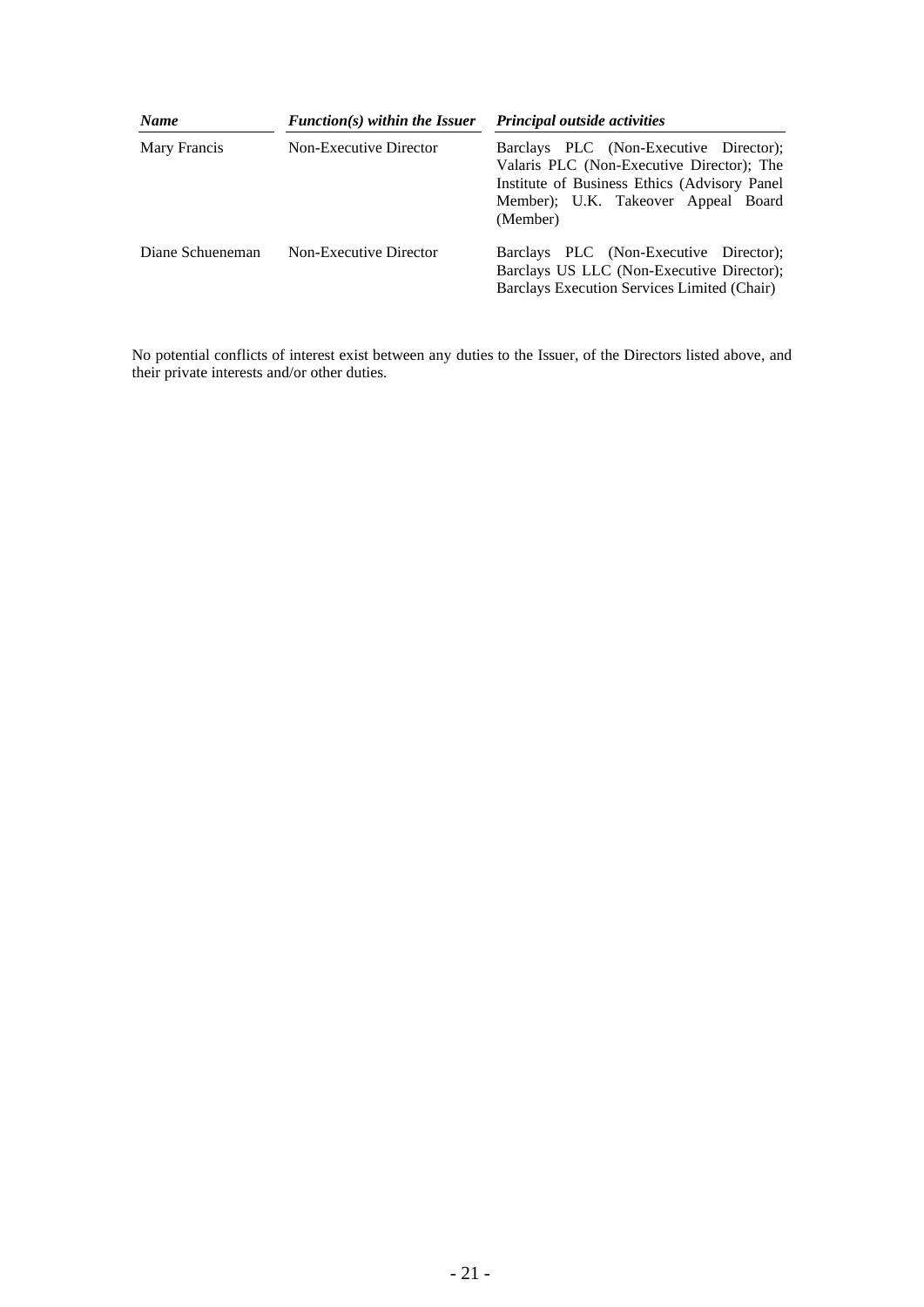| *Name* | *Function(s) within the Issuer* | *Principal outside activities* |
|---|---|---|
| Mary Francis | Non-Executive Director | Barclays PLC (Non-Executive Director); Valaris PLC (Non-Executive Director); The Institute of Business Ethics (Advisory Panel Member); U.K. Takeover Appeal Board (Member) |
| Diane Schueneman | Non-Executive Director | Barclays PLC (Non-Executive Director); Barclays US LLC (Non-Executive Director); Barclays Execution Services Limited (Chair) |

No potential conflicts of interest exist between any duties to the Issuer, of the Directors listed above, and their private interests and/or other duties.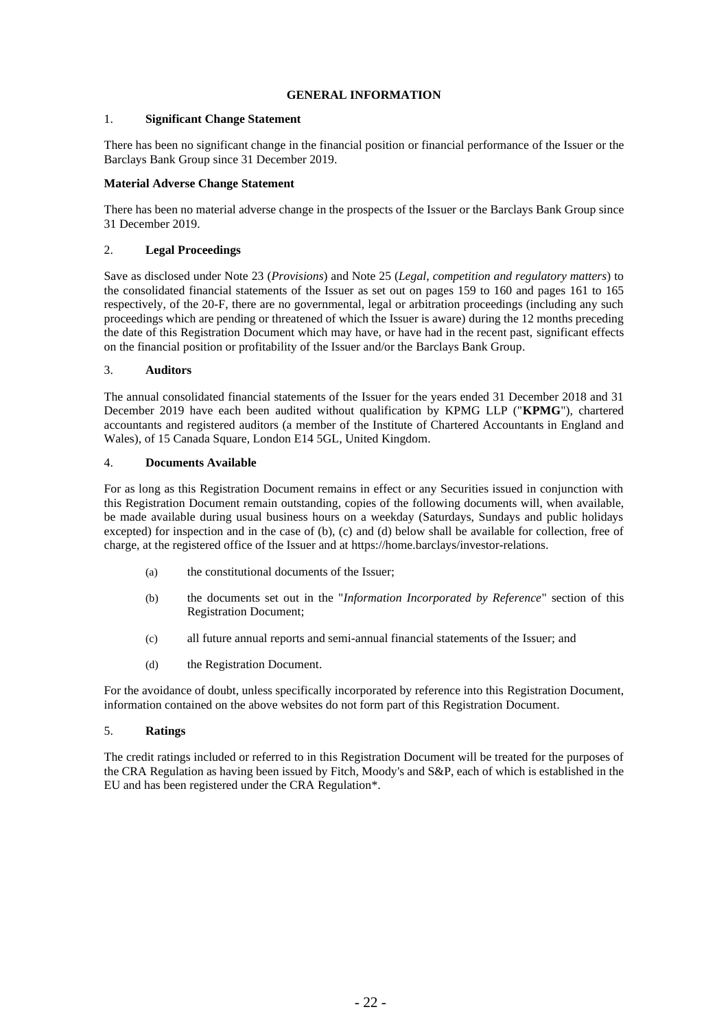# GENERAL INFORMATION

1. **Significant Change Statement**

There has been no significant change in the financial position or financial performance of the Issuer or the Barclays Bank Group since 31 December 2019.

**Material Adverse Change Statement**

There has been no material adverse change in the prospects of the Issuer or the Barclays Bank Group since 31 December 2019.

2. **Legal Proceedings**

Save as disclosed under Note 23 (*Provisions*) and Note 25 (*Legal, competition and regulatory matters*) to the consolidated financial statements of the Issuer as set out on pages 159 to 160 and pages 161 to 165 respectively, of the 20-F, there are no governmental, legal or arbitration proceedings (including any such proceedings which are pending or threatened of which the Issuer is aware) during the 12 months preceding the date of this Registration Document which may have, or have had in the recent past, significant effects on the financial position or profitability of the Issuer and/or the Barclays Bank Group.

3. **Auditors**

The annual consolidated financial statements of the Issuer for the years ended 31 December 2018 and 31 December 2019 have each been audited without qualification by KPMG LLP ("**KPMG**"), chartered accountants and registered auditors (a member of the Institute of Chartered Accountants in England and Wales), of 15 Canada Square, London E14 5GL, United Kingdom.

4. **Documents Available**

For as long as this Registration Document remains in effect or any Securities issued in conjunction with this Registration Document remain outstanding, copies of the following documents will, when available, be made available during usual business hours on a weekday (Saturdays, Sundays and public holidays excepted) for inspection and in the case of (b), (c) and (d) below shall be available for collection, free of charge, at the registered office of the Issuer and at https://home.barclays/investor-relations.

(a) the constitutional documents of the Issuer;

(b) the documents set out in the "*Information Incorporated by Reference*" section of this Registration Document;

(c) all future annual reports and semi-annual financial statements of the Issuer; and

(d) the Registration Document.

For the avoidance of doubt, unless specifically incorporated by reference into this Registration Document, information contained on the above websites do not form part of this Registration Document.

5. **Ratings**

The credit ratings included or referred to in this Registration Document will be treated for the purposes of the CRA Regulation as having been issued by Fitch, Moody's and S&P, each of which is established in the EU and has been registered under the CRA Regulation*.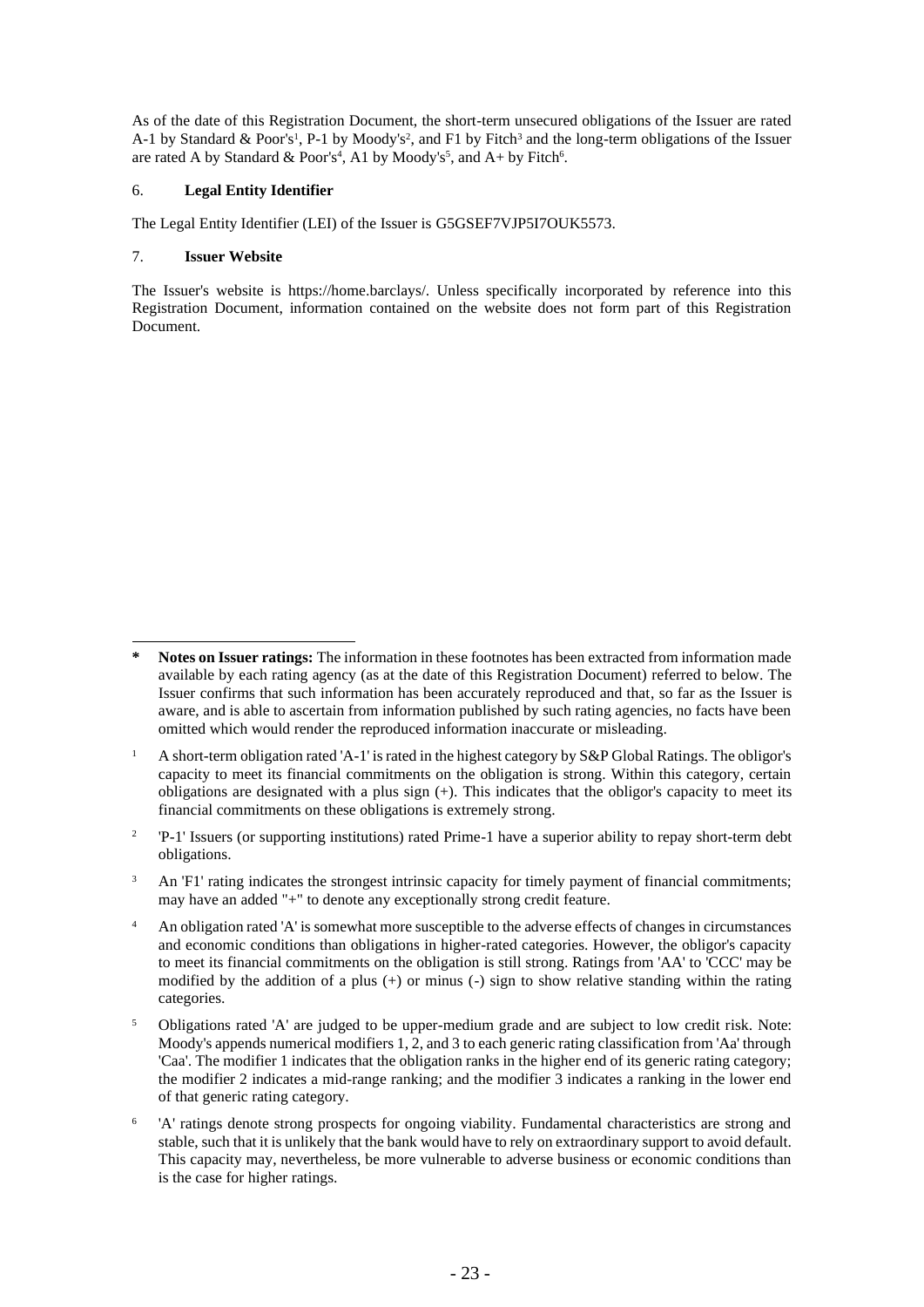As of the date of this Registration Document, the short-term unsecured obligations of the Issuer are rated A-1 by Standard & Poor's[1], P-1 by Moody's[2], and F1 by Fitch[3] and the long-term obligations of the Issuer are rated A by Standard & Poor's[4], A1 by Moody's[5], and A+ by Fitch[6].

6. **Legal Entity Identifier**

The Legal Entity Identifier (LEI) of the Issuer is G5GSEF7VJP5I7OUK5573.

7. **Issuer Website**

The Issuer's website is https://home.barclays/. Unless specifically incorporated by reference into this Registration Document, information contained on the website does not form part of this Registration Document.

---

**\* Notes on Issuer ratings:** The information in these footnotes has been extracted from information made available by each rating agency (as at the date of this Registration Document) referred to below. The Issuer confirms that such information has been accurately reproduced and that, so far as the Issuer is aware, and is able to ascertain from information published by such rating agencies, no facts have been omitted which would render the reproduced information inaccurate or misleading.

[1] A short-term obligation rated 'A-1' is rated in the highest category by S&P Global Ratings. The obligor's capacity to meet its financial commitments on the obligation is strong. Within this category, certain obligations are designated with a plus sign (+). This indicates that the obligor's capacity to meet its financial commitments on these obligations is extremely strong.

[2] 'P-1' Issuers (or supporting institutions) rated Prime-1 have a superior ability to repay short-term debt obligations.

[3] An 'F1' rating indicates the strongest intrinsic capacity for timely payment of financial commitments; may have an added "+" to denote any exceptionally strong credit feature.

[4] An obligation rated 'A' is somewhat more susceptible to the adverse effects of changes in circumstances and economic conditions than obligations in higher-rated categories. However, the obligor's capacity to meet its financial commitments on the obligation is still strong. Ratings from 'AA' to 'CCC' may be modified by the addition of a plus (+) or minus (-) sign to show relative standing within the rating categories.

[5] Obligations rated 'A' are judged to be upper-medium grade and are subject to low credit risk. Note: Moody's appends numerical modifiers 1, 2, and 3 to each generic rating classification from 'Aa' through 'Caa'. The modifier 1 indicates that the obligation ranks in the higher end of its generic rating category; the modifier 2 indicates a mid-range ranking; and the modifier 3 indicates a ranking in the lower end of that generic rating category.

[6] 'A' ratings denote strong prospects for ongoing viability. Fundamental characteristics are strong and stable, such that it is unlikely that the bank would have to rely on extraordinary support to avoid default. This capacity may, nevertheless, be more vulnerable to adverse business or economic conditions than is the case for higher ratings.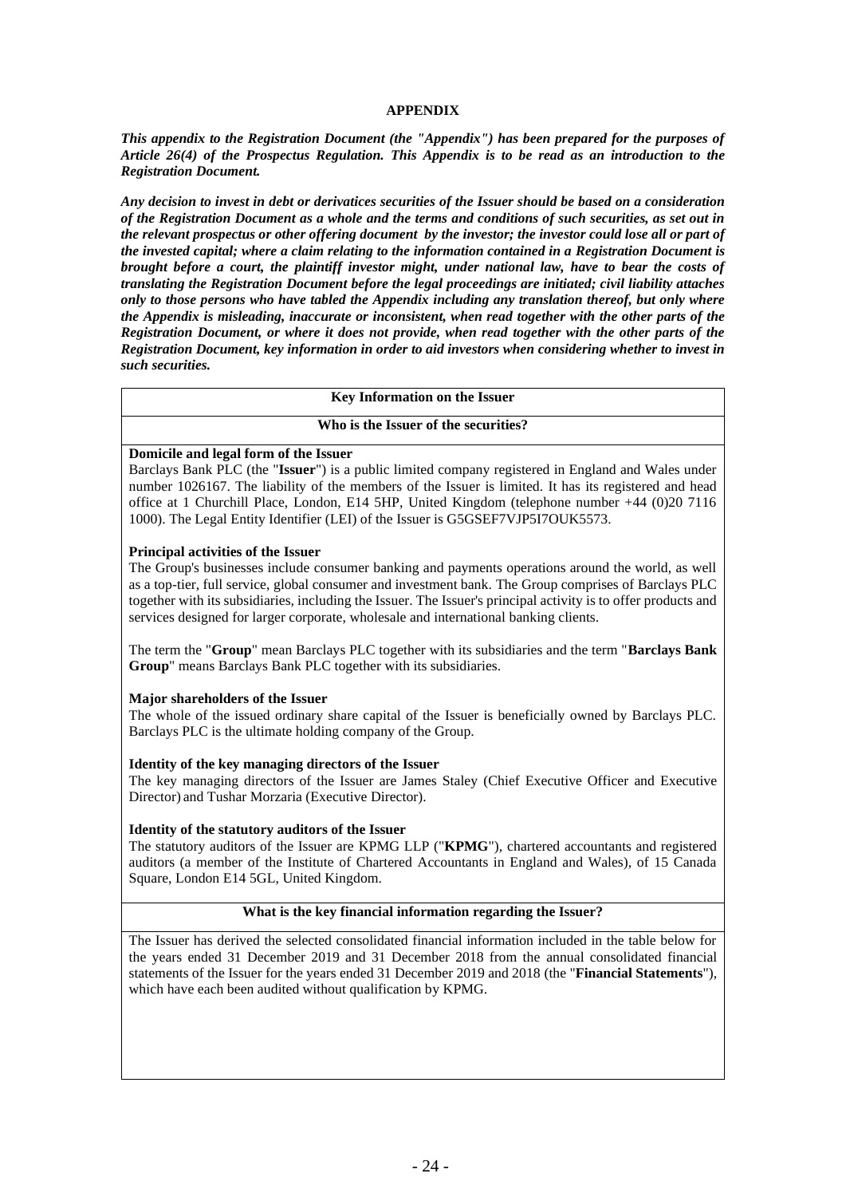# APPENDIX

***This appendix to the Registration Document (the "Appendix") has been prepared for the purposes of Article 26(4) of the Prospectus Regulation. This Appendix is to be read as an introduction to the Registration Document.***

***Any decision to invest in debt or derivatices securities of the Issuer should be based on a consideration of the Registration Document as a whole and the terms and conditions of such securities, as set out in the relevant prospectus or other offering document by the investor; the investor could lose all or part of the invested capital; where a claim relating to the information contained in a Registration Document is brought before a court, the plaintiff investor might, under national law, have to bear the costs of translating the Registration Document before the legal proceedings are initiated; civil liability attaches only to those persons who have tabled the Appendix including any translation thereof, but only where the Appendix is misleading, inaccurate or inconsistent, when read together with the other parts of the Registration Document, or where it does not provide, when read together with the other parts of the Registration Document, key information in order to aid investors when considering whether to invest in such securities.***

## Key Information on the Issuer

### Who is the Issuer of the securities?

**Domicile and legal form of the Issuer**

Barclays Bank PLC (the "**Issuer**") is a public limited company registered in England and Wales under number 1026167. The liability of the members of the Issuer is limited. It has its registered and head office at 1 Churchill Place, London, E14 5HP, United Kingdom (telephone number +44 (0)20 7116 1000). The Legal Entity Identifier (LEI) of the Issuer is G5GSEF7VJP5I7OUK5573.

**Principal activities of the Issuer**

The Group's businesses include consumer banking and payments operations around the world, as well as a top-tier, full service, global consumer and investment bank. The Group comprises of Barclays PLC together with its subsidiaries, including the Issuer. The Issuer's principal activity is to offer products and services designed for larger corporate, wholesale and international banking clients.

The term the "**Group**" mean Barclays PLC together with its subsidiaries and the term "**Barclays Bank Group**" means Barclays Bank PLC together with its subsidiaries.

**Major shareholders of the Issuer**

The whole of the issued ordinary share capital of the Issuer is beneficially owned by Barclays PLC. Barclays PLC is the ultimate holding company of the Group.

**Identity of the key managing directors of the Issuer**

The key managing directors of the Issuer are James Staley (Chief Executive Officer and Executive Director) and Tushar Morzaria (Executive Director).

**Identity of the statutory auditors of the Issuer**

The statutory auditors of the Issuer are KPMG LLP ("**KPMG**"), chartered accountants and registered auditors (a member of the Institute of Chartered Accountants in England and Wales), of 15 Canada Square, London E14 5GL, United Kingdom.

### What is the key financial information regarding the Issuer?

The Issuer has derived the selected consolidated financial information included in the table below for the years ended 31 December 2019 and 31 December 2018 from the annual consolidated financial statements of the Issuer for the years ended 31 December 2019 and 2018 (the "**Financial Statements**"), which have each been audited without qualification by KPMG.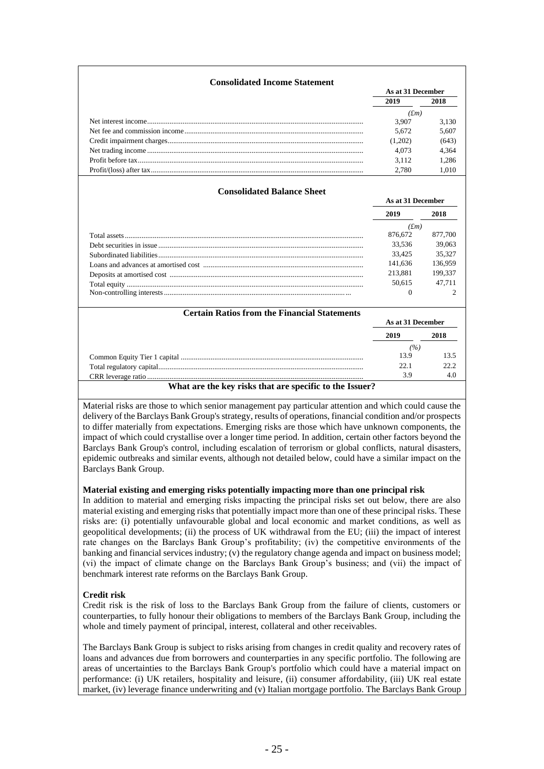**Consolidated Income Statement**

| | As at 31 December | |
|---|---|---|
| | 2019 | 2018 |
| | (£m) | |
| Net interest income | 3,907 | 3,130 |
| Net fee and commission income | 5,672 | 5,607 |
| Credit impairment charges | (1,202) | (643) |
| Net trading income | 4,073 | 4,364 |
| Profit before tax | 3,112 | 1,286 |
| Profit/(loss) after tax | 2,780 | 1,010 |

**Consolidated Balance Sheet**

| | As at 31 December | |
|---|---|---|
| | 2019 | 2018 |
| | (£m) | |
| Total assets | 876,672 | 877,700 |
| Debt securities in issue | 33,536 | 39,063 |
| Subordinated liabilities | 33,425 | 35,327 |
| Loans and advances at amortised cost | 141,636 | 136,959 |
| Deposits at amortised cost | 213,881 | 199,337 |
| Total equity | 50,615 | 47,711 |
| Non-controlling interests | 0 | 2 |

**Certain Ratios from the Financial Statements**

| | As at 31 December | |
|---|---|---|
| | 2019 | 2018 |
| | (%) | |
| Common Equity Tier 1 capital | 13.9 | 13.5 |
| Total regulatory capital | 22.1 | 22.2 |
| CRR leverage ratio | 3.9 | 4.0 |

**What are the key risks that are specific to the Issuer?**

Material risks are those to which senior management pay particular attention and which could cause the delivery of the Barclays Bank Group's strategy, results of operations, financial condition and/or prospects to differ materially from expectations. Emerging risks are those which have unknown components, the impact of which could crystallise over a longer time period. In addition, certain other factors beyond the Barclays Bank Group's control, including escalation of terrorism or global conflicts, natural disasters, epidemic outbreaks and similar events, although not detailed below, could have a similar impact on the Barclays Bank Group.

**Material existing and emerging risks potentially impacting more than one principal risk**

In addition to material and emerging risks impacting the principal risks set out below, there are also material existing and emerging risks that potentially impact more than one of these principal risks. These risks are: (i) potentially unfavourable global and local economic and market conditions, as well as geopolitical developments; (ii) the process of UK withdrawal from the EU; (iii) the impact of interest rate changes on the Barclays Bank Group's profitability; (iv) the competitive environments of the banking and financial services industry; (v) the regulatory change agenda and impact on business model; (vi) the impact of climate change on the Barclays Bank Group's business; and (vii) the impact of benchmark interest rate reforms on the Barclays Bank Group.

**Credit risk**

Credit risk is the risk of loss to the Barclays Bank Group from the failure of clients, customers or counterparties, to fully honour their obligations to members of the Barclays Bank Group, including the whole and timely payment of principal, interest, collateral and other receivables.

The Barclays Bank Group is subject to risks arising from changes in credit quality and recovery rates of loans and advances due from borrowers and counterparties in any specific portfolio. The following are areas of uncertainties to the Barclays Bank Group's portfolio which could have a material impact on performance: (i) UK retailers, hospitality and leisure, (ii) consumer affordability, (iii) UK real estate market, (iv) leverage finance underwriting and (v) Italian mortgage portfolio. The Barclays Bank Group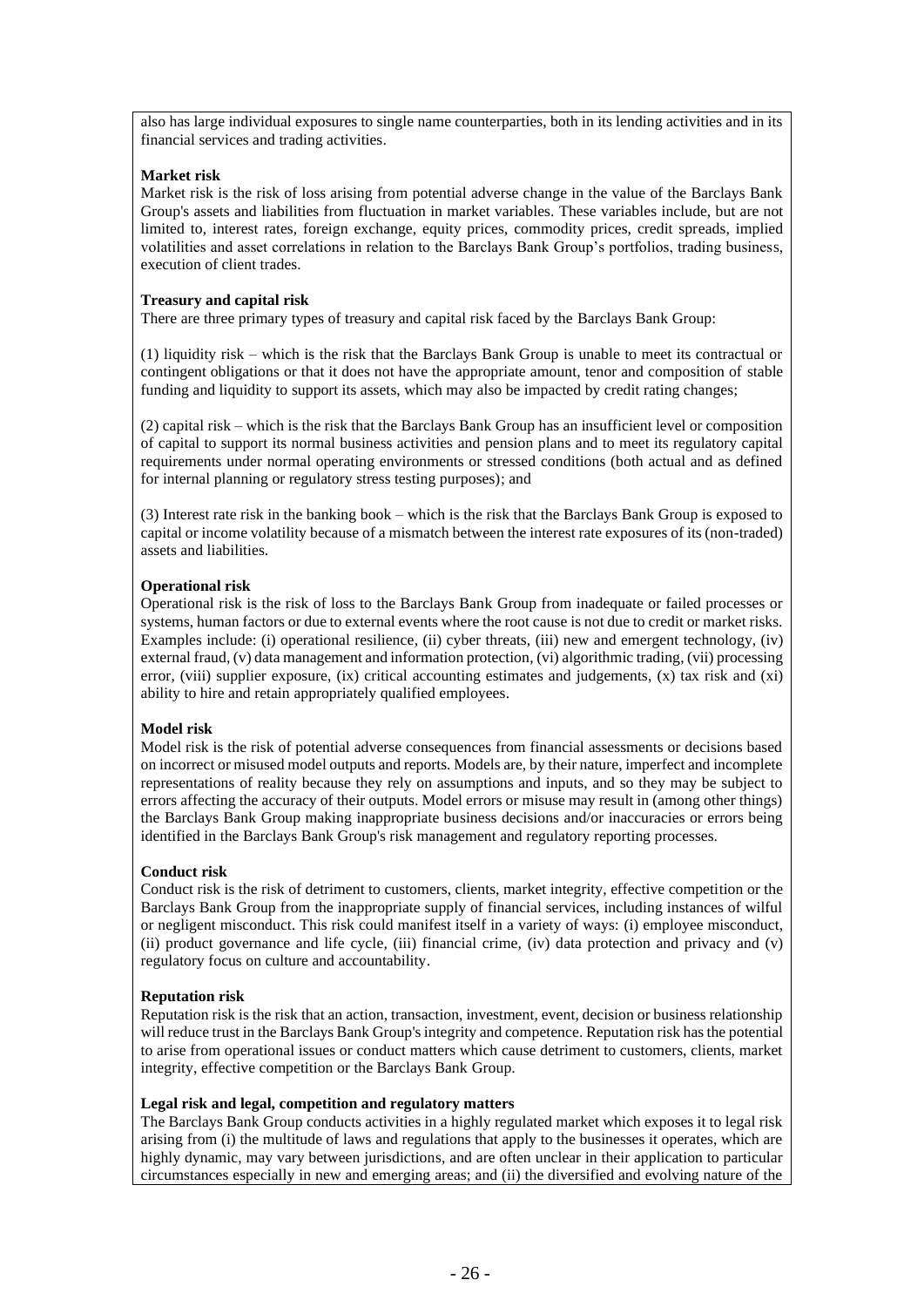also has large individual exposures to single name counterparties, both in its lending activities and in its financial services and trading activities.

**Market risk**

Market risk is the risk of loss arising from potential adverse change in the value of the Barclays Bank Group's assets and liabilities from fluctuation in market variables. These variables include, but are not limited to, interest rates, foreign exchange, equity prices, commodity prices, credit spreads, implied volatilities and asset correlations in relation to the Barclays Bank Group's portfolios, trading business, execution of client trades.

**Treasury and capital risk**

There are three primary types of treasury and capital risk faced by the Barclays Bank Group:

(1) liquidity risk – which is the risk that the Barclays Bank Group is unable to meet its contractual or contingent obligations or that it does not have the appropriate amount, tenor and composition of stable funding and liquidity to support its assets, which may also be impacted by credit rating changes;

(2) capital risk – which is the risk that the Barclays Bank Group has an insufficient level or composition of capital to support its normal business activities and pension plans and to meet its regulatory capital requirements under normal operating environments or stressed conditions (both actual and as defined for internal planning or regulatory stress testing purposes); and

(3) Interest rate risk in the banking book – which is the risk that the Barclays Bank Group is exposed to capital or income volatility because of a mismatch between the interest rate exposures of its (non-traded) assets and liabilities.

**Operational risk**

Operational risk is the risk of loss to the Barclays Bank Group from inadequate or failed processes or systems, human factors or due to external events where the root cause is not due to credit or market risks. Examples include: (i) operational resilience, (ii) cyber threats, (iii) new and emergent technology, (iv) external fraud, (v) data management and information protection, (vi) algorithmic trading, (vii) processing error, (viii) supplier exposure, (ix) critical accounting estimates and judgements, (x) tax risk and (xi) ability to hire and retain appropriately qualified employees.

**Model risk**

Model risk is the risk of potential adverse consequences from financial assessments or decisions based on incorrect or misused model outputs and reports. Models are, by their nature, imperfect and incomplete representations of reality because they rely on assumptions and inputs, and so they may be subject to errors affecting the accuracy of their outputs. Model errors or misuse may result in (among other things) the Barclays Bank Group making inappropriate business decisions and/or inaccuracies or errors being identified in the Barclays Bank Group's risk management and regulatory reporting processes.

**Conduct risk**

Conduct risk is the risk of detriment to customers, clients, market integrity, effective competition or the Barclays Bank Group from the inappropriate supply of financial services, including instances of wilful or negligent misconduct. This risk could manifest itself in a variety of ways: (i) employee misconduct, (ii) product governance and life cycle, (iii) financial crime, (iv) data protection and privacy and (v) regulatory focus on culture and accountability.

**Reputation risk**

Reputation risk is the risk that an action, transaction, investment, event, decision or business relationship will reduce trust in the Barclays Bank Group's integrity and competence. Reputation risk has the potential to arise from operational issues or conduct matters which cause detriment to customers, clients, market integrity, effective competition or the Barclays Bank Group.

**Legal risk and legal, competition and regulatory matters**

The Barclays Bank Group conducts activities in a highly regulated market which exposes it to legal risk arising from (i) the multitude of laws and regulations that apply to the businesses it operates, which are highly dynamic, may vary between jurisdictions, and are often unclear in their application to particular circumstances especially in new and emerging areas; and (ii) the diversified and evolving nature of the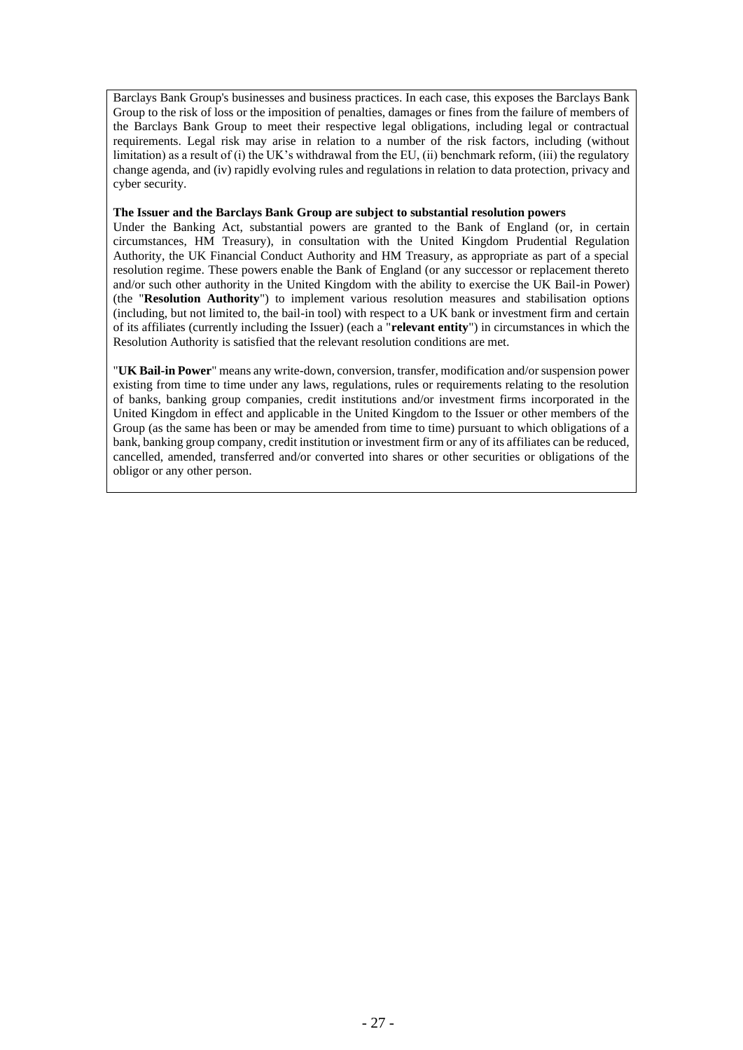Barclays Bank Group's businesses and business practices. In each case, this exposes the Barclays Bank Group to the risk of loss or the imposition of penalties, damages or fines from the failure of members of the Barclays Bank Group to meet their respective legal obligations, including legal or contractual requirements. Legal risk may arise in relation to a number of the risk factors, including (without limitation) as a result of (i) the UK's withdrawal from the EU, (ii) benchmark reform, (iii) the regulatory change agenda, and (iv) rapidly evolving rules and regulations in relation to data protection, privacy and cyber security.

**The Issuer and the Barclays Bank Group are subject to substantial resolution powers**

Under the Banking Act, substantial powers are granted to the Bank of England (or, in certain circumstances, HM Treasury), in consultation with the United Kingdom Prudential Regulation Authority, the UK Financial Conduct Authority and HM Treasury, as appropriate as part of a special resolution regime. These powers enable the Bank of England (or any successor or replacement thereto and/or such other authority in the United Kingdom with the ability to exercise the UK Bail-in Power) (the "**Resolution Authority**") to implement various resolution measures and stabilisation options (including, but not limited to, the bail-in tool) with respect to a UK bank or investment firm and certain of its affiliates (currently including the Issuer) (each a "**relevant entity**") in circumstances in which the Resolution Authority is satisfied that the relevant resolution conditions are met.

"**UK Bail-in Power**" means any write-down, conversion, transfer, modification and/or suspension power existing from time to time under any laws, regulations, rules or requirements relating to the resolution of banks, banking group companies, credit institutions and/or investment firms incorporated in the United Kingdom in effect and applicable in the United Kingdom to the Issuer or other members of the Group (as the same has been or may be amended from time to time) pursuant to which obligations of a bank, banking group company, credit institution or investment firm or any of its affiliates can be reduced, cancelled, amended, transferred and/or converted into shares or other securities or obligations of the obligor or any other person.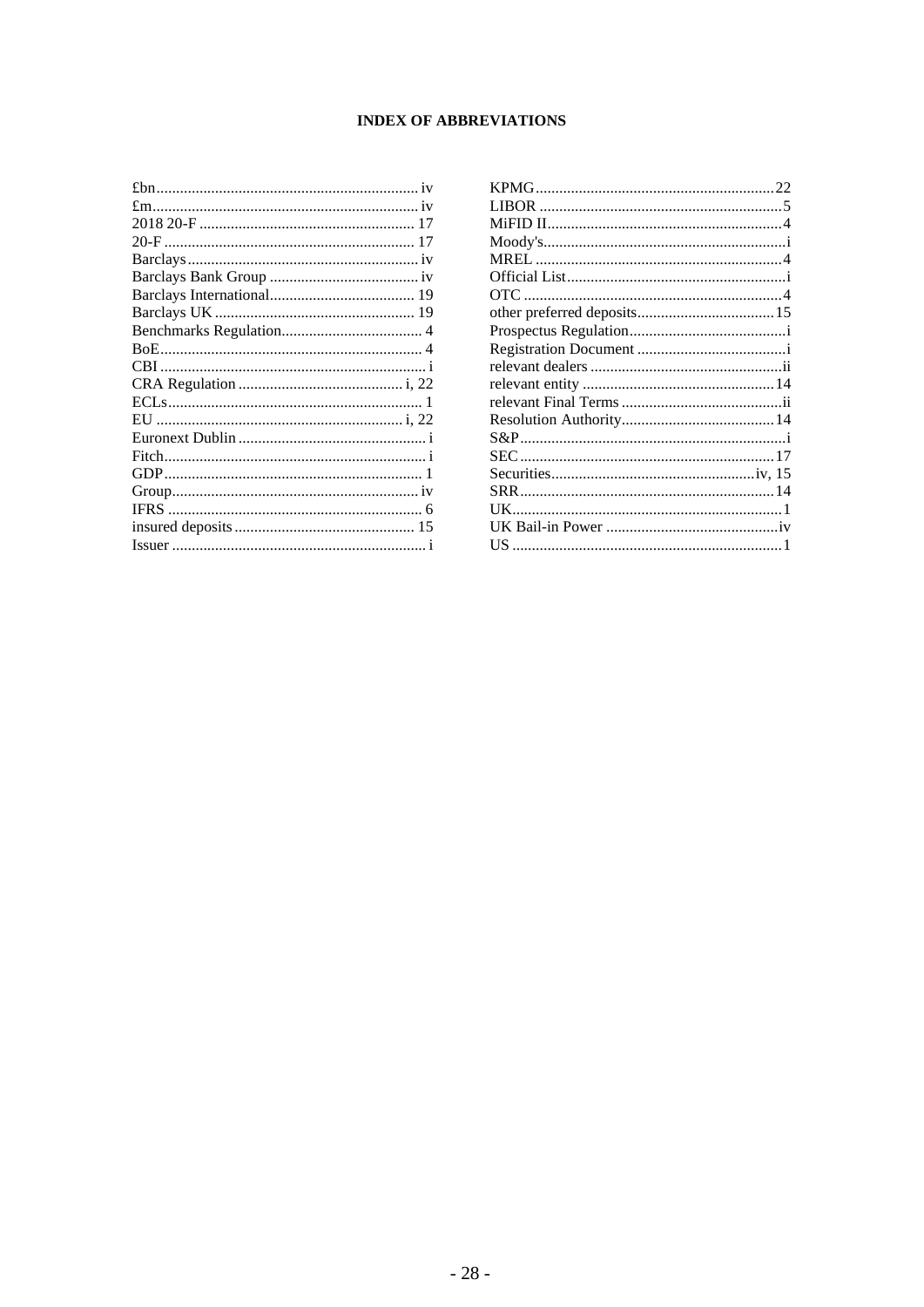**INDEX OF ABBREVIATIONS**

£bn.................................................................. iv
£m................................................................... iv
2018 20-F ...................................................... 17
20-F ................................................................ 17
Barclays ........................................................... iv
Barclays Bank Group ...................................... iv
Barclays International..................................... 19
Barclays UK ................................................... 19
Benchmarks Regulation.................................... 4
BoE................................................................... 4
CBI ................................................................... i
CRA Regulation ........................................... i, 22
ECLs................................................................ 1
EU ............................................................... i, 22
Euronext Dublin ................................................ i
Fitch.................................................................. i
GDP................................................................. 1
Group............................................................... iv
IFRS ................................................................ 6
insured deposits .............................................. 15
Issuer ................................................................ i
KPMG.............................................................22
LIBOR ..............................................................5
MiFID II............................................................4
Moody's..............................................................i
MREL ...............................................................4
Official List........................................................i
OTC ..................................................................4
other preferred deposits...................................15
Prospectus Regulation........................................i
Registration Document ......................................i
relevant dealers ................................................ii
relevant entity .................................................14
relevant Final Terms .........................................ii
Resolution Authority.......................................14
S&P...................................................................i
SEC.................................................................17
Securities....................................................iv, 15
SRR.................................................................14
UK.....................................................................1
UK Bail-in Power ............................................iv
US .....................................................................1